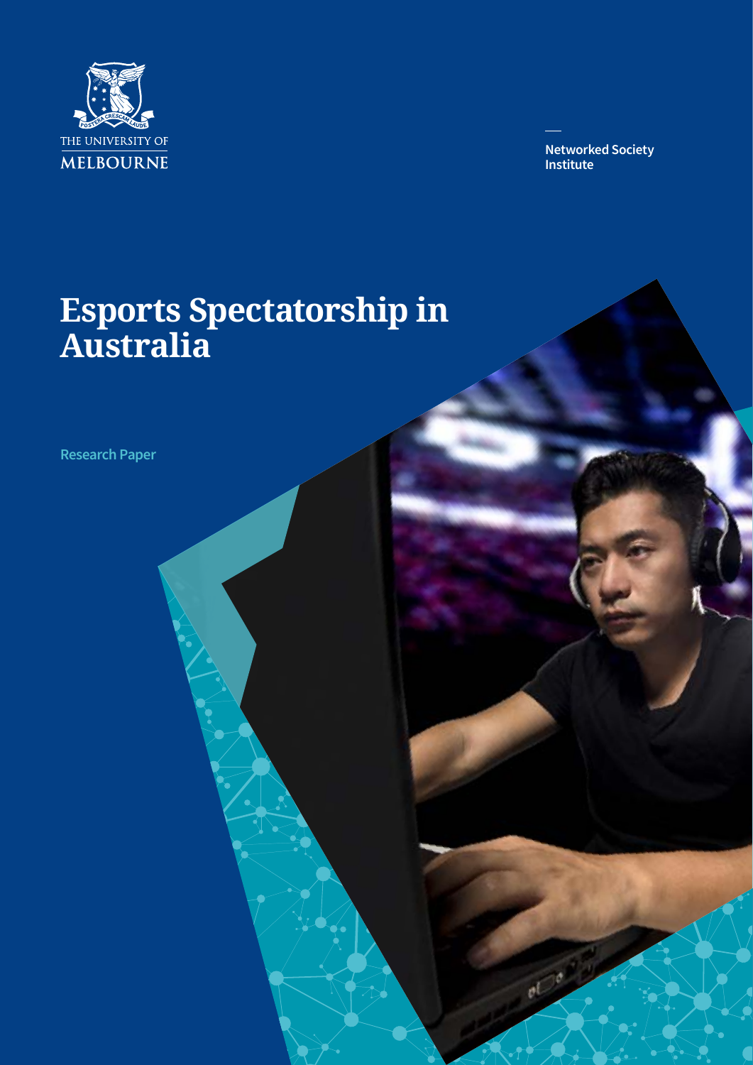THE UNIVERSITY OF MELBOURNE

Networked Society Institute

# Esports Spectatorship in Australia

Research Paper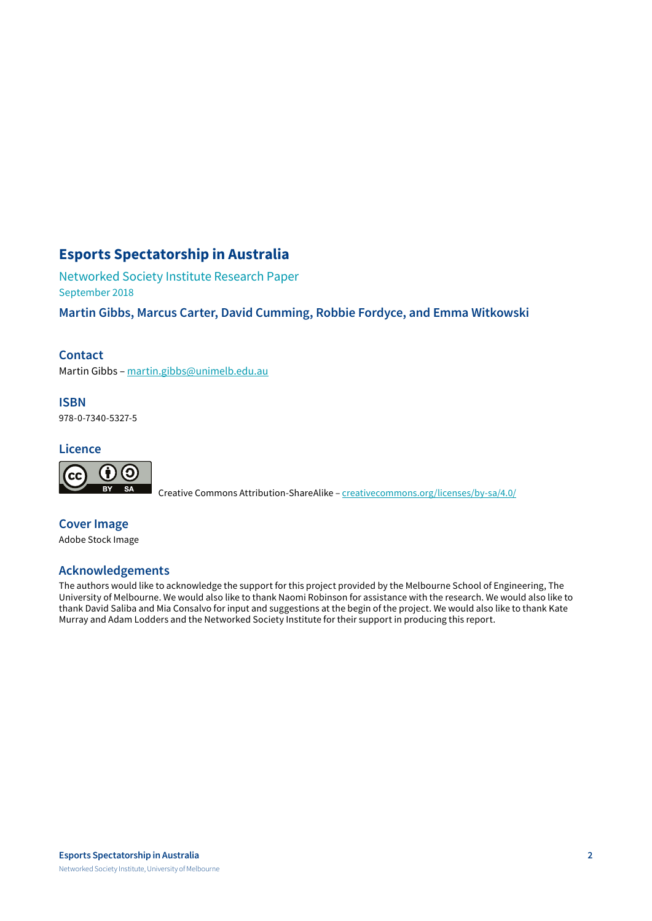# Esports Spectatorship in Australia

Networked Society Institute Research Paper

September 2018

**Martin Gibbs, Marcus Carter, David Cumming, Robbie Fordyce, and Emma Witkowski**

## Contact

Martin Gibbs – martin.gibbs@unimelb.edu.au

## ISBN

978-0-7340-5327-5

## Licence

Creative Commons Attribution-ShareAlike – creativecommons.org/licenses/by-sa/4.0/

## Cover Image

Adobe Stock Image

## Acknowledgements

The authors would like to acknowledge the support for this project provided by the Melbourne School of Engineering, The University of Melbourne. We would also like to thank Naomi Robinson for assistance with the research. We would also like to thank David Saliba and Mia Consalvo for input and suggestions at the begin of the project. We would also like to thank Kate Murray and Adam Lodders and the Networked Society Institute for their support in producing this report.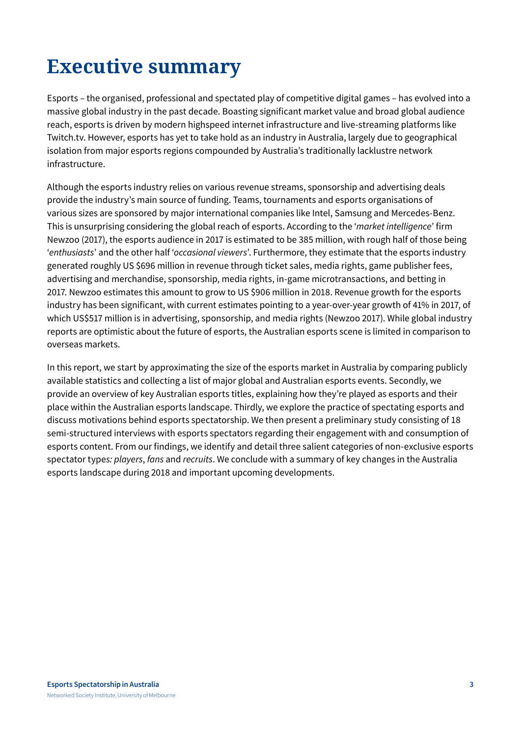# Executive summary

Esports – the organised, professional and spectated play of competitive digital games – has evolved into a massive global industry in the past decade. Boasting significant market value and broad global audience reach, esports is driven by modern highspeed internet infrastructure and live-streaming platforms like Twitch.tv. However, esports has yet to take hold as an industry in Australia, largely due to geographical isolation from major esports regions compounded by Australia's traditionally lacklustre network infrastructure.

Although the esports industry relies on various revenue streams, sponsorship and advertising deals provide the industry's main source of funding. Teams, tournaments and esports organisations of various sizes are sponsored by major international companies like Intel, Samsung and Mercedes-Benz. This is unsurprising considering the global reach of esports. According to the '*market intelligence*' firm Newzoo (2017), the esports audience in 2017 is estimated to be 385 million, with rough half of those being '*enthusiasts*' and the other half '*occasional viewers*'. Furthermore, they estimate that the esports industry generated roughly US $696 million in revenue through ticket sales, media rights, game publisher fees, advertising and merchandise, sponsorship, media rights, in-game microtransactions, and betting in 2017. Newzoo estimates this amount to grow to US $906 million in 2018. Revenue growth for the esports industry has been significant, with current estimates pointing to a year-over-year growth of 41% in 2017, of which US$517 million is in advertising, sponsorship, and media rights (Newzoo 2017). While global industry reports are optimistic about the future of esports, the Australian esports scene is limited in comparison to overseas markets.

In this report, we start by approximating the size of the esports market in Australia by comparing publicly available statistics and collecting a list of major global and Australian esports events. Secondly, we provide an overview of key Australian esports titles, explaining how they're played as esports and their place within the Australian esports landscape. Thirdly, we explore the practice of spectating esports and discuss motivations behind esports spectatorship. We then present a preliminary study consisting of 18 semi-structured interviews with esports spectators regarding their engagement with and consumption of esports content. From our findings, we identify and detail three salient categories of non-exclusive esports spectator types*: players*, *fans* and *recruits*. We conclude with a summary of key changes in the Australia esports landscape during 2018 and important upcoming developments.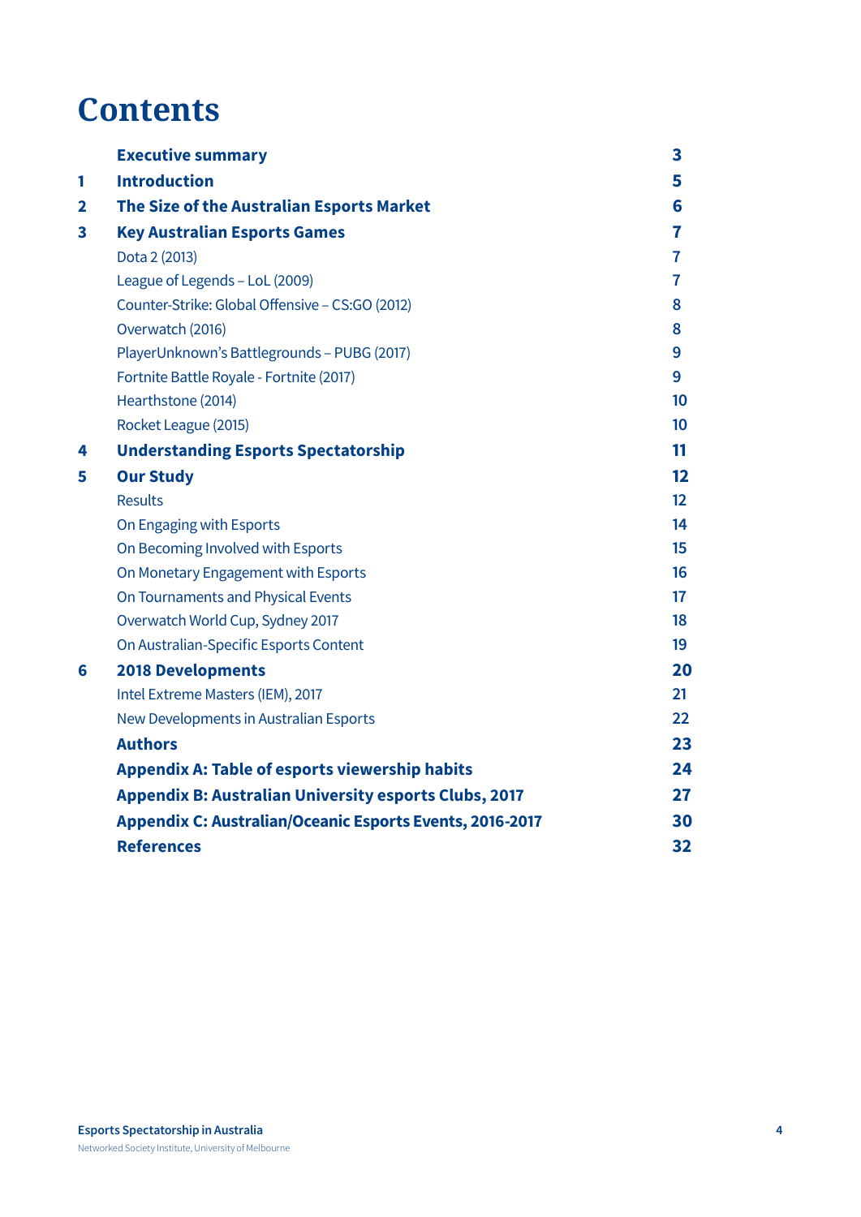# Contents

| | | |
|---|---|---|
| | **Executive summary** | **3** |
| **1** | **Introduction** | **5** |
| **2** | **The Size of the Australian Esports Market** | **6** |
| **3** | **Key Australian Esports Games** | **7** |
| | Dota 2 (2013) | 7 |
| | League of Legends – LoL (2009) | 7 |
| | Counter-Strike: Global Offensive – CS:GO (2012) | 8 |
| | Overwatch (2016) | 8 |
| | PlayerUnknown's Battlegrounds – PUBG (2017) | 9 |
| | Fortnite Battle Royale - Fortnite (2017) | 9 |
| | Hearthstone (2014) | 10 |
| | Rocket League (2015) | 10 |
| **4** | **Understanding Esports Spectatorship** | **11** |
| **5** | **Our Study** | **12** |
| | Results | 12 |
| | On Engaging with Esports | 14 |
| | On Becoming Involved with Esports | 15 |
| | On Monetary Engagement with Esports | 16 |
| | On Tournaments and Physical Events | 17 |
| | Overwatch World Cup, Sydney 2017 | 18 |
| | On Australian-Specific Esports Content | 19 |
| **6** | **2018 Developments** | **20** |
| | Intel Extreme Masters (IEM), 2017 | 21 |
| | New Developments in Australian Esports | 22 |
| | **Authors** | **23** |
| | **Appendix A: Table of esports viewership habits** | **24** |
| | **Appendix B: Australian University esports Clubs, 2017** | **27** |
| | **Appendix C: Australian/Oceanic Esports Events, 2016-2017** | **30** |
| | **References** | **32** |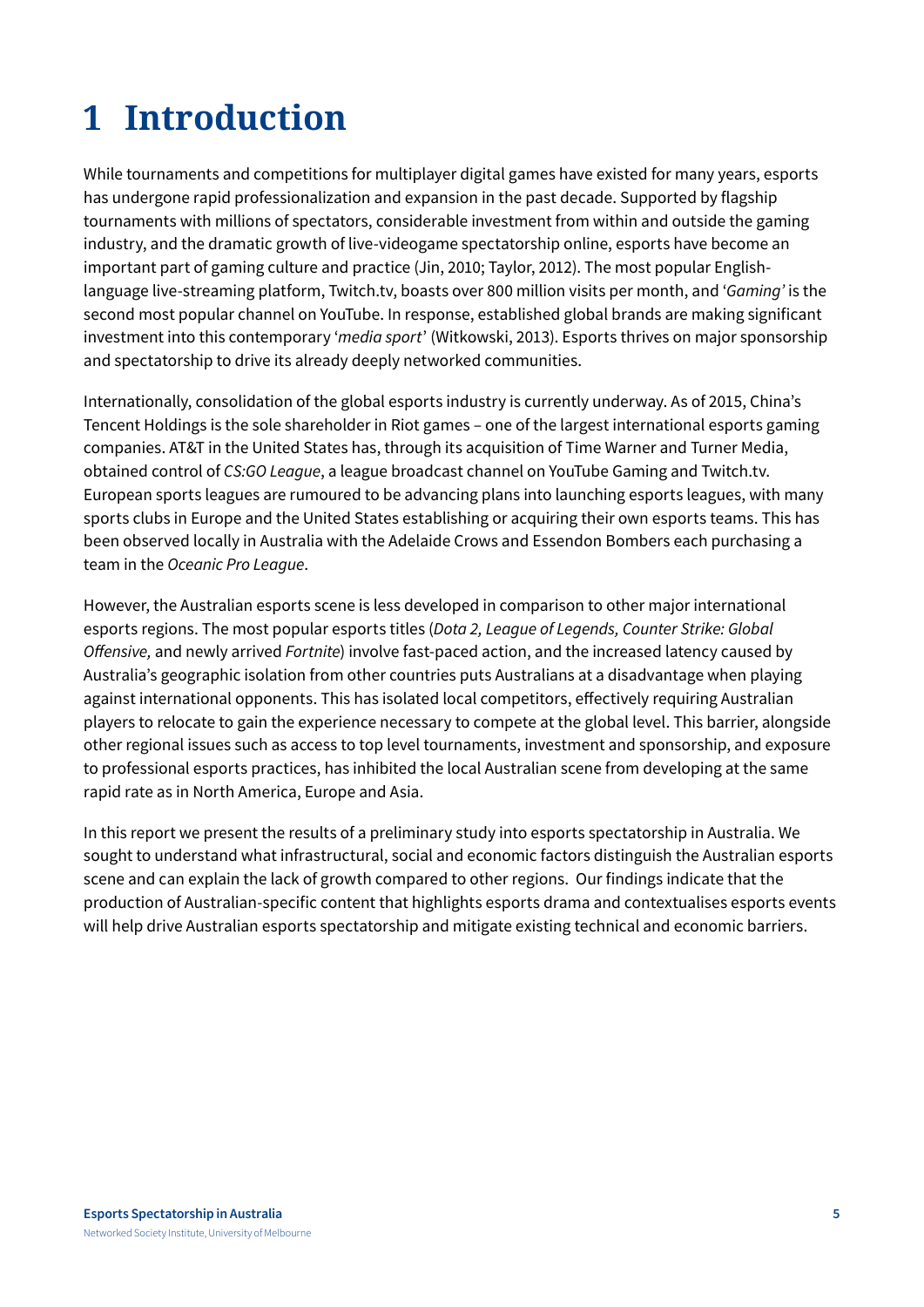# 1 Introduction

While tournaments and competitions for multiplayer digital games have existed for many years, esports has undergone rapid professionalization and expansion in the past decade. Supported by flagship tournaments with millions of spectators, considerable investment from within and outside the gaming industry, and the dramatic growth of live-videogame spectatorship online, esports have become an important part of gaming culture and practice (Jin, 2010; Taylor, 2012). The most popular English-language live-streaming platform, Twitch.tv, boasts over 800 million visits per month, and '*Gaming'* is the second most popular channel on YouTube. In response, established global brands are making significant investment into this contemporary '*media sport*' (Witkowski, 2013). Esports thrives on major sponsorship and spectatorship to drive its already deeply networked communities.

Internationally, consolidation of the global esports industry is currently underway. As of 2015, China's Tencent Holdings is the sole shareholder in Riot games – one of the largest international esports gaming companies. AT&T in the United States has, through its acquisition of Time Warner and Turner Media, obtained control of *CS:GO League*, a league broadcast channel on YouTube Gaming and Twitch.tv. European sports leagues are rumoured to be advancing plans into launching esports leagues, with many sports clubs in Europe and the United States establishing or acquiring their own esports teams. This has been observed locally in Australia with the Adelaide Crows and Essendon Bombers each purchasing a team in the *Oceanic Pro League*.

However, the Australian esports scene is less developed in comparison to other major international esports regions. The most popular esports titles (*Dota 2, League of Legends, Counter Strike: Global Offensive,* and newly arrived *Fortnite*) involve fast-paced action, and the increased latency caused by Australia's geographic isolation from other countries puts Australians at a disadvantage when playing against international opponents. This has isolated local competitors, effectively requiring Australian players to relocate to gain the experience necessary to compete at the global level. This barrier, alongside other regional issues such as access to top level tournaments, investment and sponsorship, and exposure to professional esports practices, has inhibited the local Australian scene from developing at the same rapid rate as in North America, Europe and Asia.

In this report we present the results of a preliminary study into esports spectatorship in Australia. We sought to understand what infrastructural, social and economic factors distinguish the Australian esports scene and can explain the lack of growth compared to other regions. Our findings indicate that the production of Australian-specific content that highlights esports drama and contextualises esports events will help drive Australian esports spectatorship and mitigate existing technical and economic barriers.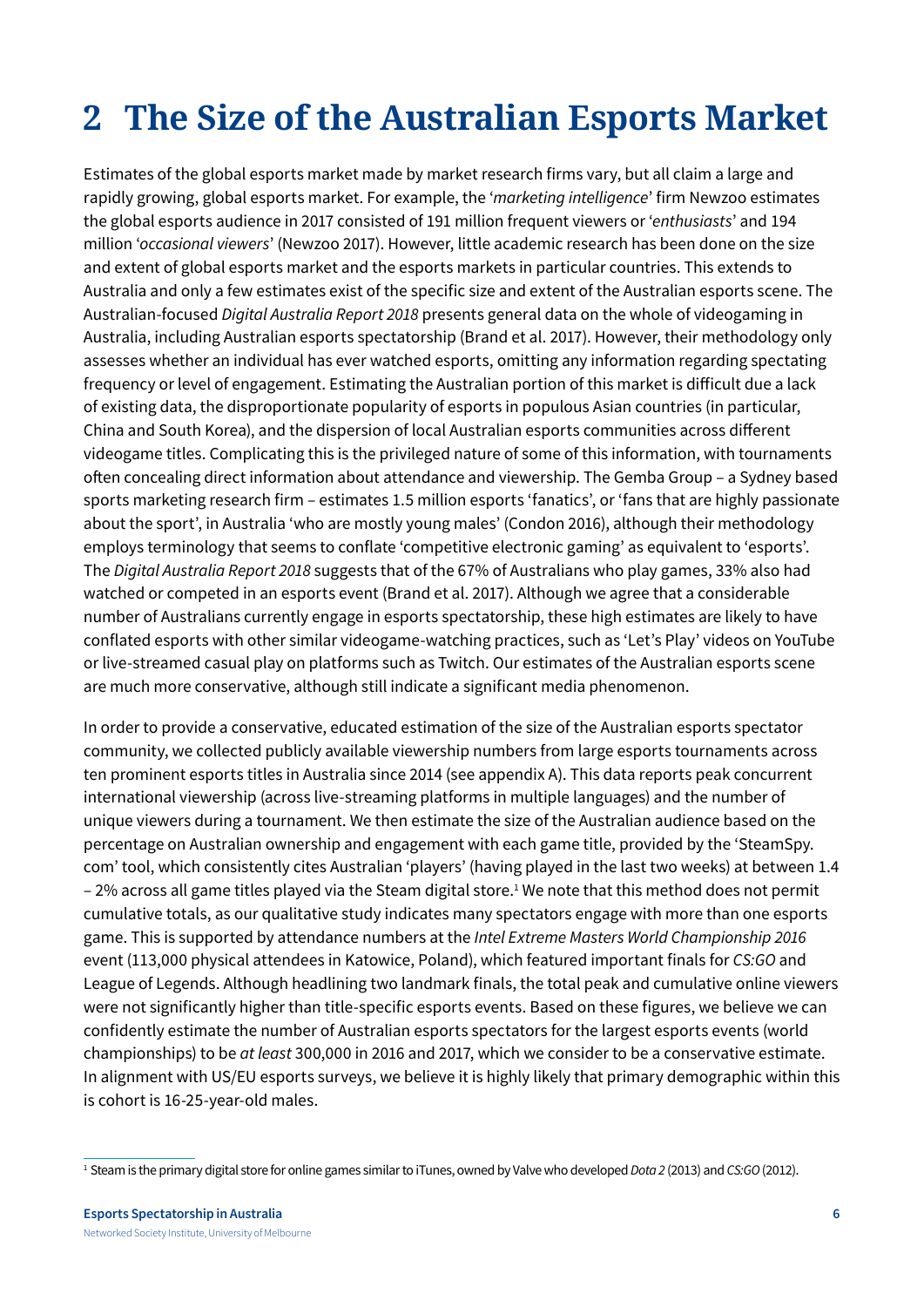# 2 The Size of the Australian Esports Market

Estimates of the global esports market made by market research firms vary, but all claim a large and rapidly growing, global esports market. For example, the '*marketing intelligence*' firm Newzoo estimates the global esports audience in 2017 consisted of 191 million frequent viewers or '*enthusiasts*' and 194 million '*occasional viewers*' (Newzoo 2017). However, little academic research has been done on the size and extent of global esports market and the esports markets in particular countries. This extends to Australia and only a few estimates exist of the specific size and extent of the Australian esports scene. The Australian-focused *Digital Australia Report 2018* presents general data on the whole of videogaming in Australia, including Australian esports spectatorship (Brand et al. 2017). However, their methodology only assesses whether an individual has ever watched esports, omitting any information regarding spectating frequency or level of engagement. Estimating the Australian portion of this market is difficult due a lack of existing data, the disproportionate popularity of esports in populous Asian countries (in particular, China and South Korea), and the dispersion of local Australian esports communities across different videogame titles. Complicating this is the privileged nature of some of this information, with tournaments often concealing direct information about attendance and viewership. The Gemba Group – a Sydney based sports marketing research firm – estimates 1.5 million esports 'fanatics', or 'fans that are highly passionate about the sport', in Australia 'who are mostly young males' (Condon 2016), although their methodology employs terminology that seems to conflate 'competitive electronic gaming' as equivalent to 'esports'. The *Digital Australia Report 2018* suggests that of the 67% of Australians who play games, 33% also had watched or competed in an esports event (Brand et al. 2017). Although we agree that a considerable number of Australians currently engage in esports spectatorship, these high estimates are likely to have conflated esports with other similar videogame-watching practices, such as 'Let's Play' videos on YouTube or live-streamed casual play on platforms such as Twitch. Our estimates of the Australian esports scene are much more conservative, although still indicate a significant media phenomenon.

In order to provide a conservative, educated estimation of the size of the Australian esports spectator community, we collected publicly available viewership numbers from large esports tournaments across ten prominent esports titles in Australia since 2014 (see appendix A). This data reports peak concurrent international viewership (across live-streaming platforms in multiple languages) and the number of unique viewers during a tournament. We then estimate the size of the Australian audience based on the percentage on Australian ownership and engagement with each game title, provided by the 'SteamSpy.com' tool, which consistently cites Australian 'players' (having played in the last two weeks) at between 1.4 – 2% across all game titles played via the Steam digital store.[1] We note that this method does not permit cumulative totals, as our qualitative study indicates many spectators engage with more than one esports game. This is supported by attendance numbers at the *Intel Extreme Masters World Championship 2016* event (113,000 physical attendees in Katowice, Poland), which featured important finals for *CS:GO* and League of Legends. Although headlining two landmark finals, the total peak and cumulative online viewers were not significantly higher than title-specific esports events. Based on these figures, we believe we can confidently estimate the number of Australian esports spectators for the largest esports events (world championships) to be *at least* 300,000 in 2016 and 2017, which we consider to be a conservative estimate. In alignment with US/EU esports surveys, we believe it is highly likely that primary demographic within this is cohort is 16-25-year-old males.

[1] Steam is the primary digital store for online games similar to iTunes, owned by Valve who developed *Dota 2* (2013) and *CS:GO* (2012).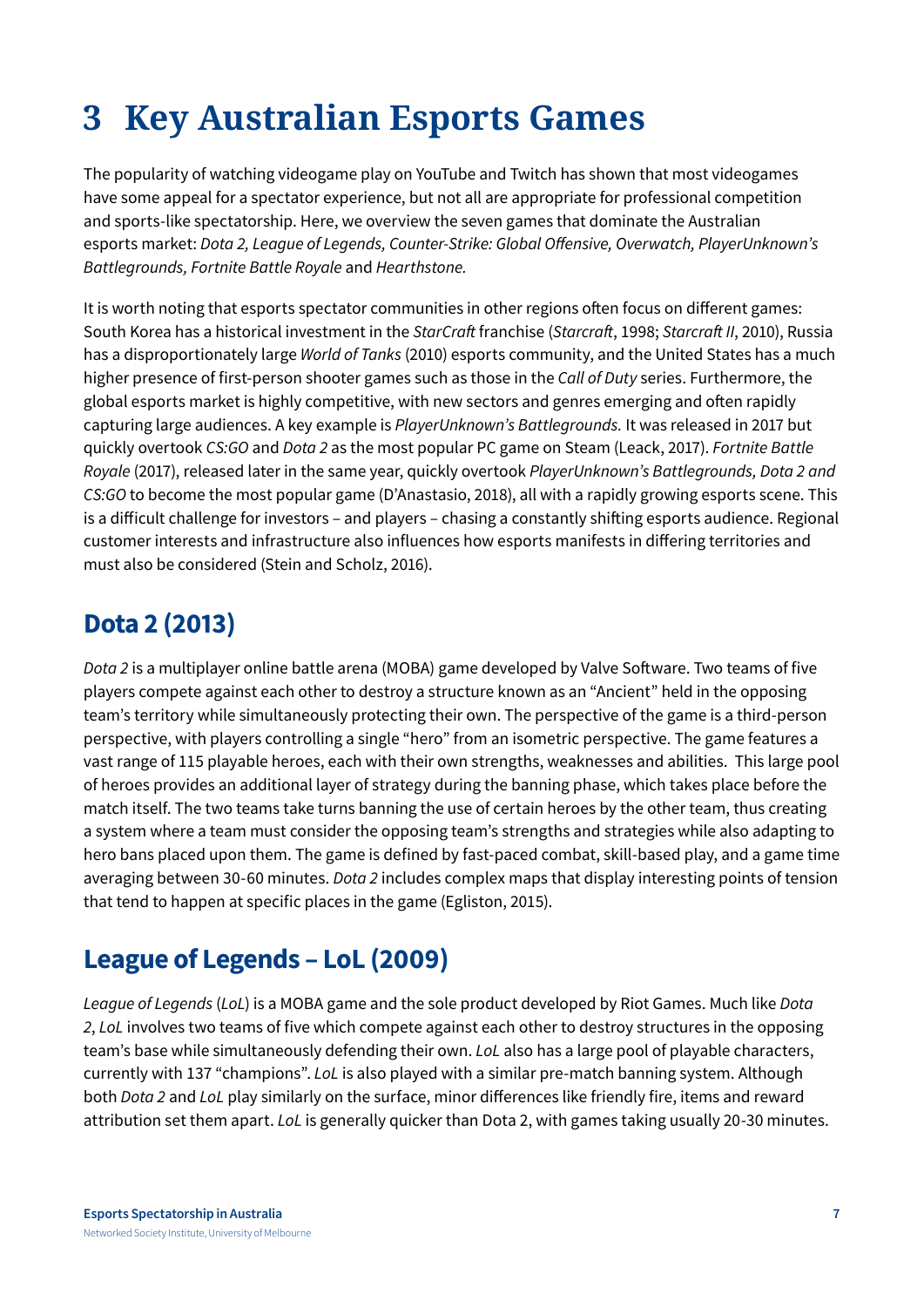# 3 Key Australian Esports Games

The popularity of watching videogame play on YouTube and Twitch has shown that most videogames have some appeal for a spectator experience, but not all are appropriate for professional competition and sports-like spectatorship. Here, we overview the seven games that dominate the Australian esports market: *Dota 2, League of Legends, Counter-Strike: Global Offensive, Overwatch, PlayerUnknown's Battlegrounds, Fortnite Battle Royale* and *Hearthstone.*

It is worth noting that esports spectator communities in other regions often focus on different games: South Korea has a historical investment in the *StarCraft* franchise (*Starcraft*, 1998; *Starcraft II*, 2010), Russia has a disproportionately large *World of Tanks* (2010) esports community, and the United States has a much higher presence of first-person shooter games such as those in the *Call of Duty* series. Furthermore, the global esports market is highly competitive, with new sectors and genres emerging and often rapidly capturing large audiences. A key example is *PlayerUnknown's Battlegrounds.* It was released in 2017 but quickly overtook *CS:GO* and *Dota 2* as the most popular PC game on Steam (Leack, 2017). *Fortnite Battle Royale* (2017), released later in the same year, quickly overtook *PlayerUnknown's Battlegrounds, Dota 2 and CS:GO* to become the most popular game (D'Anastasio, 2018), all with a rapidly growing esports scene. This is a difficult challenge for investors – and players – chasing a constantly shifting esports audience. Regional customer interests and infrastructure also influences how esports manifests in differing territories and must also be considered (Stein and Scholz, 2016).

## Dota 2 (2013)

*Dota 2* is a multiplayer online battle arena (MOBA) game developed by Valve Software. Two teams of five players compete against each other to destroy a structure known as an "Ancient" held in the opposing team's territory while simultaneously protecting their own. The perspective of the game is a third-person perspective, with players controlling a single "hero" from an isometric perspective. The game features a vast range of 115 playable heroes, each with their own strengths, weaknesses and abilities. This large pool of heroes provides an additional layer of strategy during the banning phase, which takes place before the match itself. The two teams take turns banning the use of certain heroes by the other team, thus creating a system where a team must consider the opposing team's strengths and strategies while also adapting to hero bans placed upon them. The game is defined by fast-paced combat, skill-based play, and a game time averaging between 30-60 minutes. *Dota 2* includes complex maps that display interesting points of tension that tend to happen at specific places in the game (Egliston, 2015).

## League of Legends – LoL (2009)

*League of Legends* (*LoL*) is a MOBA game and the sole product developed by Riot Games. Much like *Dota 2*, *LoL* involves two teams of five which compete against each other to destroy structures in the opposing team's base while simultaneously defending their own. *LoL* also has a large pool of playable characters, currently with 137 "champions". *LoL* is also played with a similar pre-match banning system. Although both *Dota 2* and *LoL* play similarly on the surface, minor differences like friendly fire, items and reward attribution set them apart. *LoL* is generally quicker than Dota 2, with games taking usually 20-30 minutes.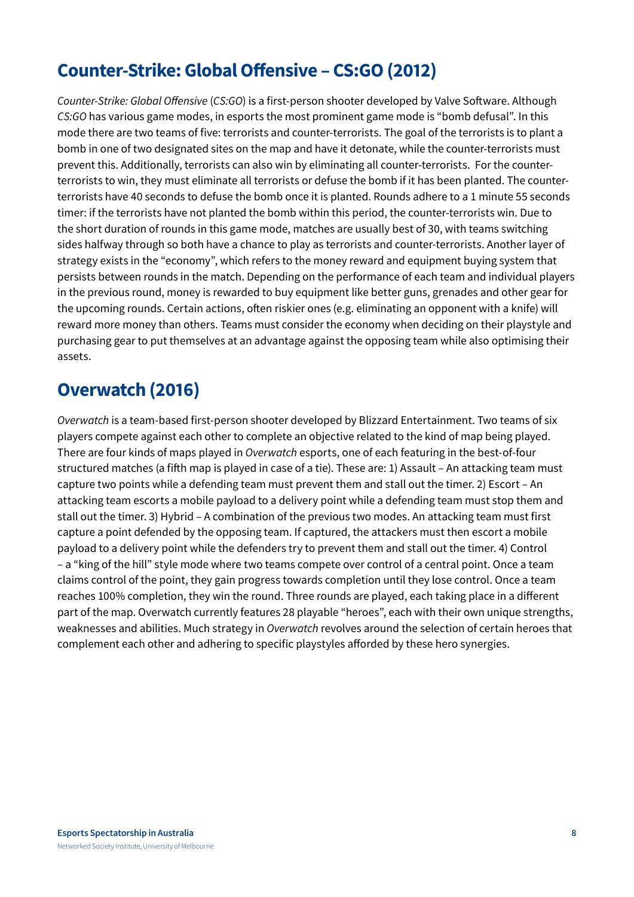## Counter-Strike: Global Offensive – CS:GO (2012)

*Counter-Strike: Global Offensive* (*CS:GO*) is a first-person shooter developed by Valve Software. Although *CS:GO* has various game modes, in esports the most prominent game mode is "bomb defusal". In this mode there are two teams of five: terrorists and counter-terrorists. The goal of the terrorists is to plant a bomb in one of two designated sites on the map and have it detonate, while the counter-terrorists must prevent this. Additionally, terrorists can also win by eliminating all counter-terrorists.  For the counter-terrorists to win, they must eliminate all terrorists or defuse the bomb if it has been planted. The counter-terrorists have 40 seconds to defuse the bomb once it is planted. Rounds adhere to a 1 minute 55 seconds timer: if the terrorists have not planted the bomb within this period, the counter-terrorists win. Due to the short duration of rounds in this game mode, matches are usually best of 30, with teams switching sides halfway through so both have a chance to play as terrorists and counter-terrorists. Another layer of strategy exists in the "economy", which refers to the money reward and equipment buying system that persists between rounds in the match. Depending on the performance of each team and individual players in the previous round, money is rewarded to buy equipment like better guns, grenades and other gear for the upcoming rounds. Certain actions, often riskier ones (e.g. eliminating an opponent with a knife) will reward more money than others. Teams must consider the economy when deciding on their playstyle and purchasing gear to put themselves at an advantage against the opposing team while also optimising their assets.

## Overwatch (2016)

*Overwatch* is a team-based first-person shooter developed by Blizzard Entertainment. Two teams of six players compete against each other to complete an objective related to the kind of map being played. There are four kinds of maps played in *Overwatch* esports, one of each featuring in the best-of-four structured matches (a fifth map is played in case of a tie). These are: 1) Assault – An attacking team must capture two points while a defending team must prevent them and stall out the timer. 2) Escort – An attacking team escorts a mobile payload to a delivery point while a defending team must stop them and stall out the timer. 3) Hybrid – A combination of the previous two modes. An attacking team must first capture a point defended by the opposing team. If captured, the attackers must then escort a mobile payload to a delivery point while the defenders try to prevent them and stall out the timer. 4) Control – a "king of the hill" style mode where two teams compete over control of a central point. Once a team claims control of the point, they gain progress towards completion until they lose control. Once a team reaches 100% completion, they win the round. Three rounds are played, each taking place in a different part of the map. Overwatch currently features 28 playable "heroes", each with their own unique strengths, weaknesses and abilities. Much strategy in *Overwatch* revolves around the selection of certain heroes that complement each other and adhering to specific playstyles afforded by these hero synergies.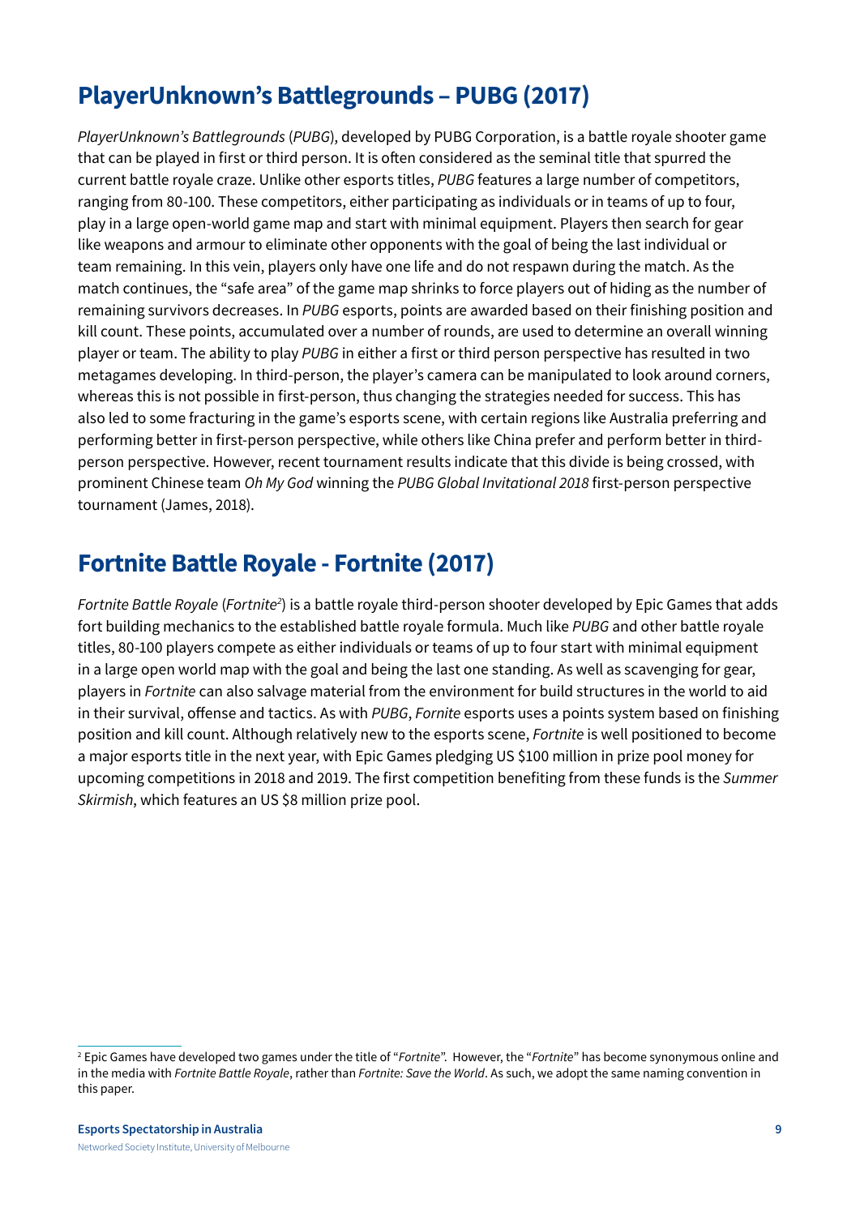## PlayerUnknown's Battlegrounds – PUBG (2017)

*PlayerUnknown's Battlegrounds* (*PUBG*), developed by PUBG Corporation, is a battle royale shooter game that can be played in first or third person. It is often considered as the seminal title that spurred the current battle royale craze. Unlike other esports titles, *PUBG* features a large number of competitors, ranging from 80-100. These competitors, either participating as individuals or in teams of up to four, play in a large open-world game map and start with minimal equipment. Players then search for gear like weapons and armour to eliminate other opponents with the goal of being the last individual or team remaining. In this vein, players only have one life and do not respawn during the match. As the match continues, the "safe area" of the game map shrinks to force players out of hiding as the number of remaining survivors decreases. In *PUBG* esports, points are awarded based on their finishing position and kill count. These points, accumulated over a number of rounds, are used to determine an overall winning player or team. The ability to play *PUBG* in either a first or third person perspective has resulted in two metagames developing. In third-person, the player's camera can be manipulated to look around corners, whereas this is not possible in first-person, thus changing the strategies needed for success. This has also led to some fracturing in the game's esports scene, with certain regions like Australia preferring and performing better in first-person perspective, while others like China prefer and perform better in third-person perspective. However, recent tournament results indicate that this divide is being crossed, with prominent Chinese team *Oh My God* winning the *PUBG Global Invitational 2018* first-person perspective tournament (James, 2018).

## Fortnite Battle Royale - Fortnite (2017)

*Fortnite Battle Royale* (*Fortnite*[2]) is a battle royale third-person shooter developed by Epic Games that adds fort building mechanics to the established battle royale formula. Much like *PUBG* and other battle royale titles, 80-100 players compete as either individuals or teams of up to four start with minimal equipment in a large open world map with the goal and being the last one standing. As well as scavenging for gear, players in *Fortnite* can also salvage material from the environment for build structures in the world to aid in their survival, offense and tactics. As with *PUBG*, *Fornite* esports uses a points system based on finishing position and kill count. Although relatively new to the esports scene, *Fortnite* is well positioned to become a major esports title in the next year, with Epic Games pledging US $100 million in prize pool money for upcoming competitions in 2018 and 2019. The first competition benefiting from these funds is the *Summer Skirmish*, which features an US $8 million prize pool.

[2] Epic Games have developed two games under the title of "*Fortnite*". However, the "*Fortnite*" has become synonymous online and in the media with *Fortnite Battle Royale*, rather than *Fortnite: Save the World*. As such, we adopt the same naming convention in this paper.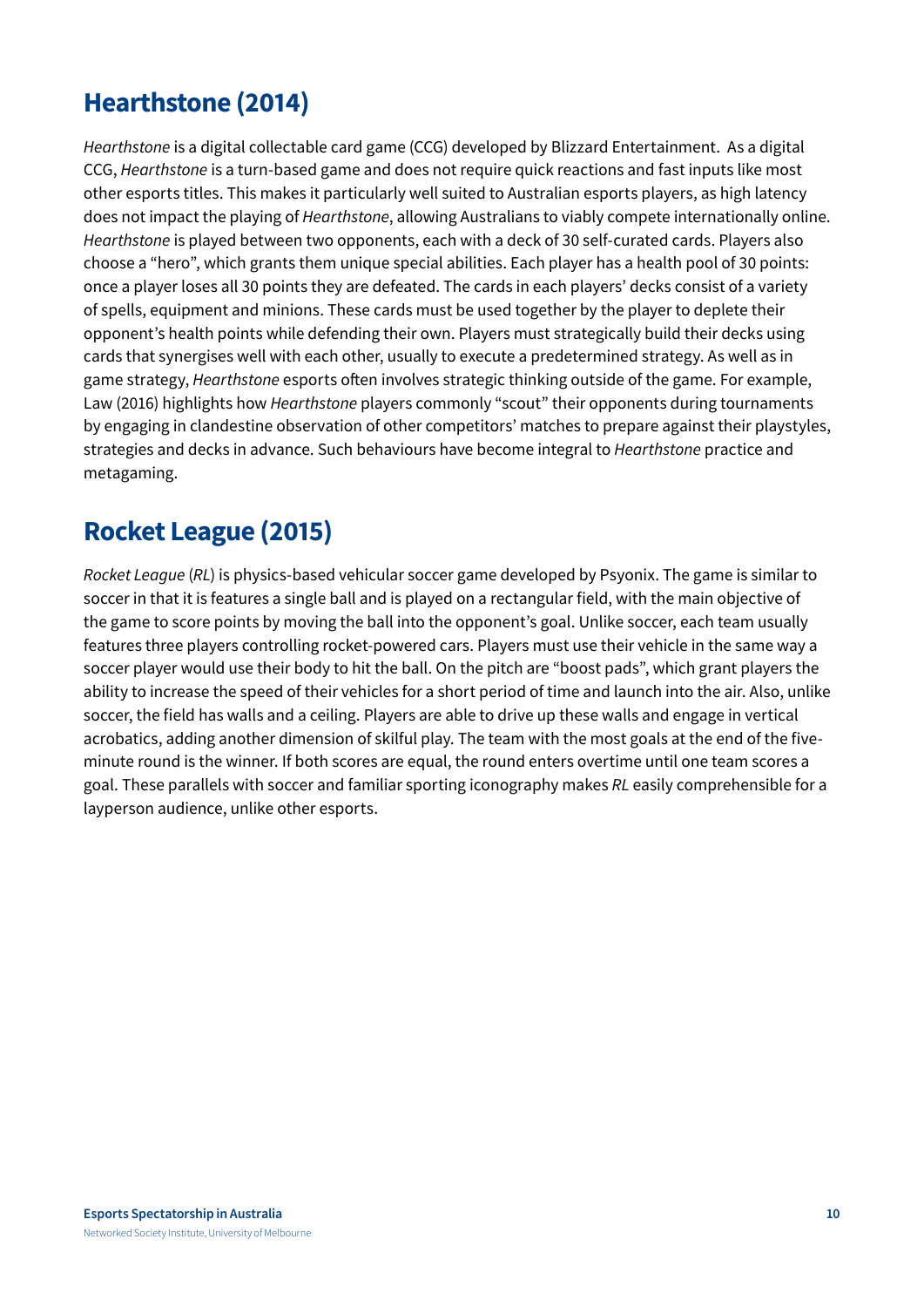## Hearthstone (2014)

*Hearthstone* is a digital collectable card game (CCG) developed by Blizzard Entertainment. As a digital CCG, *Hearthstone* is a turn-based game and does not require quick reactions and fast inputs like most other esports titles. This makes it particularly well suited to Australian esports players, as high latency does not impact the playing of *Hearthstone*, allowing Australians to viably compete internationally online. *Hearthstone* is played between two opponents, each with a deck of 30 self-curated cards. Players also choose a "hero", which grants them unique special abilities. Each player has a health pool of 30 points: once a player loses all 30 points they are defeated. The cards in each players' decks consist of a variety of spells, equipment and minions. These cards must be used together by the player to deplete their opponent's health points while defending their own. Players must strategically build their decks using cards that synergises well with each other, usually to execute a predetermined strategy. As well as in game strategy, *Hearthstone* esports often involves strategic thinking outside of the game. For example, Law (2016) highlights how *Hearthstone* players commonly "scout" their opponents during tournaments by engaging in clandestine observation of other competitors' matches to prepare against their playstyles, strategies and decks in advance. Such behaviours have become integral to *Hearthstone* practice and metagaming.

## Rocket League (2015)

*Rocket League* (*RL*) is physics-based vehicular soccer game developed by Psyonix. The game is similar to soccer in that it is features a single ball and is played on a rectangular field, with the main objective of the game to score points by moving the ball into the opponent's goal. Unlike soccer, each team usually features three players controlling rocket-powered cars. Players must use their vehicle in the same way a soccer player would use their body to hit the ball. On the pitch are "boost pads", which grant players the ability to increase the speed of their vehicles for a short period of time and launch into the air. Also, unlike soccer, the field has walls and a ceiling. Players are able to drive up these walls and engage in vertical acrobatics, adding another dimension of skilful play. The team with the most goals at the end of the five-minute round is the winner. If both scores are equal, the round enters overtime until one team scores a goal. These parallels with soccer and familiar sporting iconography makes *RL* easily comprehensible for a layperson audience, unlike other esports.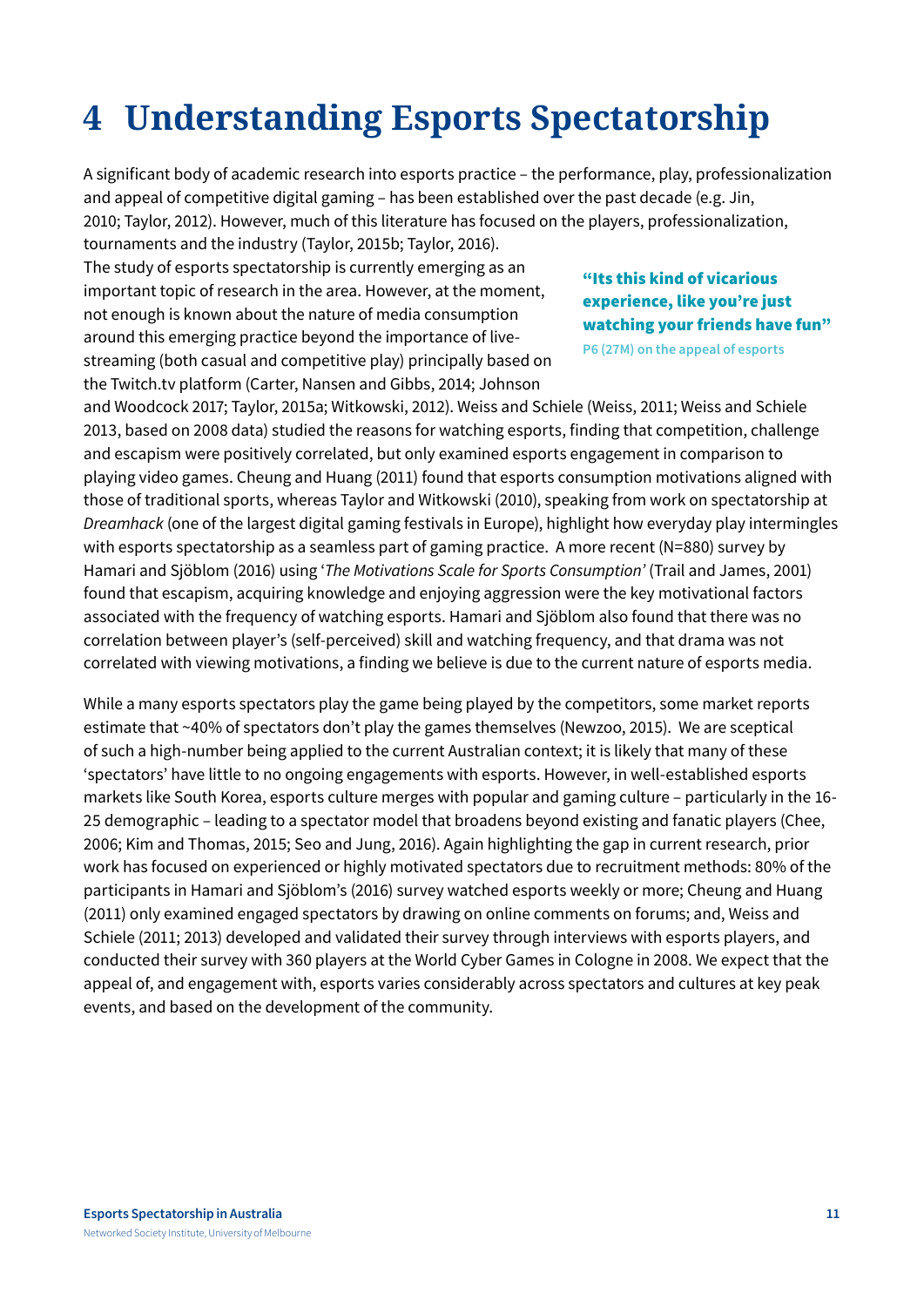# 4 Understanding Esports Spectatorship

A significant body of academic research into esports practice – the performance, play, professionalization and appeal of competitive digital gaming – has been established over the past decade (e.g. Jin, 2010; Taylor, 2012). However, much of this literature has focused on the players, professionalization, tournaments and the industry (Taylor, 2015b; Taylor, 2016).

The study of esports spectatorship is currently emerging as an important topic of research in the area. However, at the moment, not enough is known about the nature of media consumption around this emerging practice beyond the importance of live-streaming (both casual and competitive play) principally based on the Twitch.tv platform (Carter, Nansen and Gibbs, 2014; Johnson and Woodcock 2017; Taylor, 2015a; Witkowski, 2012). Weiss and Schiele (Weiss, 2011; Weiss and Schiele 2013, based on 2008 data) studied the reasons for watching esports, finding that competition, challenge and escapism were positively correlated, but only examined esports engagement in comparison to playing video games. Cheung and Huang (2011) found that esports consumption motivations aligned with those of traditional sports, whereas Taylor and Witkowski (2010), speaking from work on spectatorship at *Dreamhack* (one of the largest digital gaming festivals in Europe), highlight how everyday play intermingles with esports spectatorship as a seamless part of gaming practice. A more recent (N=880) survey by Hamari and Sjöblom (2016) using '*The Motivations Scale for Sports Consumption*' (Trail and James, 2001) found that escapism, acquiring knowledge and enjoying aggression were the key motivational factors associated with the frequency of watching esports. Hamari and Sjöblom also found that there was no correlation between player's (self-perceived) skill and watching frequency, and that drama was not correlated with viewing motivations, a finding we believe is due to the current nature of esports media.

**"Its this kind of vicarious experience, like you're just watching your friends have fun"**
**P6 (27M) on the appeal of esports**

While a many esports spectators play the game being played by the competitors, some market reports estimate that ~40% of spectators don't play the games themselves (Newzoo, 2015). We are sceptical of such a high-number being applied to the current Australian context; it is likely that many of these 'spectators' have little to no ongoing engagements with esports. However, in well-established esports markets like South Korea, esports culture merges with popular and gaming culture – particularly in the 16-25 demographic – leading to a spectator model that broadens beyond existing and fanatic players (Chee, 2006; Kim and Thomas, 2015; Seo and Jung, 2016). Again highlighting the gap in current research, prior work has focused on experienced or highly motivated spectators due to recruitment methods: 80% of the participants in Hamari and Sjöblom's (2016) survey watched esports weekly or more; Cheung and Huang (2011) only examined engaged spectators by drawing on online comments on forums; and, Weiss and Schiele (2011; 2013) developed and validated their survey through interviews with esports players, and conducted their survey with 360 players at the World Cyber Games in Cologne in 2008. We expect that the appeal of, and engagement with, esports varies considerably across spectators and cultures at key peak events, and based on the development of the community.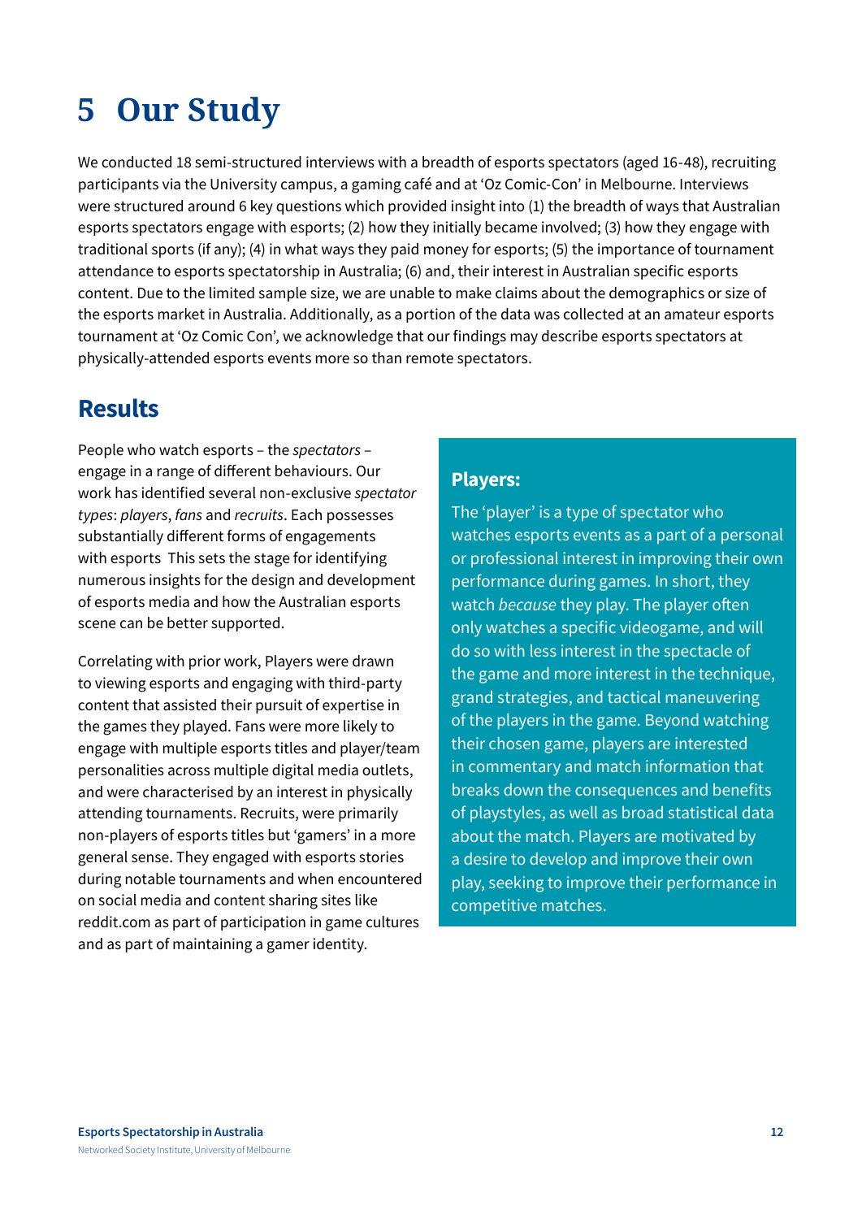# 5 Our Study

We conducted 18 semi-structured interviews with a breadth of esports spectators (aged 16-48), recruiting participants via the University campus, a gaming café and at 'Oz Comic-Con' in Melbourne. Interviews were structured around 6 key questions which provided insight into (1) the breadth of ways that Australian esports spectators engage with esports; (2) how they initially became involved; (3) how they engage with traditional sports (if any); (4) in what ways they paid money for esports; (5) the importance of tournament attendance to esports spectatorship in Australia; (6) and, their interest in Australian specific esports content. Due to the limited sample size, we are unable to make claims about the demographics or size of the esports market in Australia. Additionally, as a portion of the data was collected at an amateur esports tournament at 'Oz Comic Con', we acknowledge that our findings may describe esports spectators at physically-attended esports events more so than remote spectators.

## Results

People who watch esports – the *spectators* – engage in a range of different behaviours. Our work has identified several non-exclusive *spectator types*: *players*, *fans* and *recruits*. Each possesses substantially different forms of engagements with esports  This sets the stage for identifying numerous insights for the design and development of esports media and how the Australian esports scene can be better supported.

Correlating with prior work, Players were drawn to viewing esports and engaging with third-party content that assisted their pursuit of expertise in the games they played. Fans were more likely to engage with multiple esports titles and player/team personalities across multiple digital media outlets, and were characterised by an interest in physically attending tournaments. Recruits, were primarily non-players of esports titles but 'gamers' in a more general sense. They engaged with esports stories during notable tournaments and when encountered on social media and content sharing sites like reddit.com as part of participation in game cultures and as part of maintaining a gamer identity.

### Players:

The 'player' is a type of spectator who watches esports events as a part of a personal or professional interest in improving their own performance during games. In short, they watch *because* they play. The player often only watches a specific videogame, and will do so with less interest in the spectacle of the game and more interest in the technique, grand strategies, and tactical maneuvering of the players in the game. Beyond watching their chosen game, players are interested in commentary and match information that breaks down the consequences and benefits of playstyles, as well as broad statistical data about the match. Players are motivated by a desire to develop and improve their own play, seeking to improve their performance in competitive matches.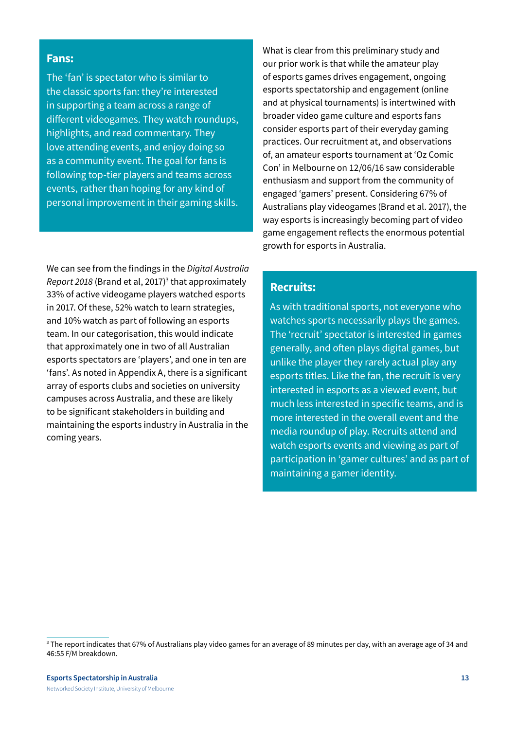**Fans:**

The 'fan' is spectator who is similar to the classic sports fan: they're interested in supporting a team across a range of different videogames. They watch roundups, highlights, and read commentary. They love attending events, and enjoy doing so as a community event. The goal for fans is following top-tier players and teams across events, rather than hoping for any kind of personal improvement in their gaming skills.

We can see from the findings in the *Digital Australia Report 2018* (Brand et al, 2017)[3] that approximately 33% of active videogame players watched esports in 2017. Of these, 52% watch to learn strategies, and 10% watch as part of following an esports team. In our categorisation, this would indicate that approximately one in two of all Australian esports spectators are 'players', and one in ten are 'fans'. As noted in Appendix A, there is a significant array of esports clubs and societies on university campuses across Australia, and these are likely to be significant stakeholders in building and maintaining the esports industry in Australia in the coming years.

What is clear from this preliminary study and our prior work is that while the amateur play of esports games drives engagement, ongoing esports spectatorship and engagement (online and at physical tournaments) is intertwined with broader video game culture and esports fans consider esports part of their everyday gaming practices. Our recruitment at, and observations of, an amateur esports tournament at 'Oz Comic Con' in Melbourne on 12/06/16 saw considerable enthusiasm and support from the community of engaged 'gamers' present. Considering 67% of Australians play videogames (Brand et al. 2017), the way esports is increasingly becoming part of video game engagement reflects the enormous potential growth for esports in Australia.

**Recruits:**

As with traditional sports, not everyone who watches sports necessarily plays the games. The 'recruit' spectator is interested in games generally, and often plays digital games, but unlike the player they rarely actual play any esports titles. Like the fan, the recruit is very interested in esports as a viewed event, but much less interested in specific teams, and is more interested in the overall event and the media roundup of play. Recruits attend and watch esports events and viewing as part of participation in 'gamer cultures' and as part of maintaining a gamer identity.

[3] The report indicates that 67% of Australians play video games for an average of 89 minutes per day, with an average age of 34 and 46:55 F/M breakdown.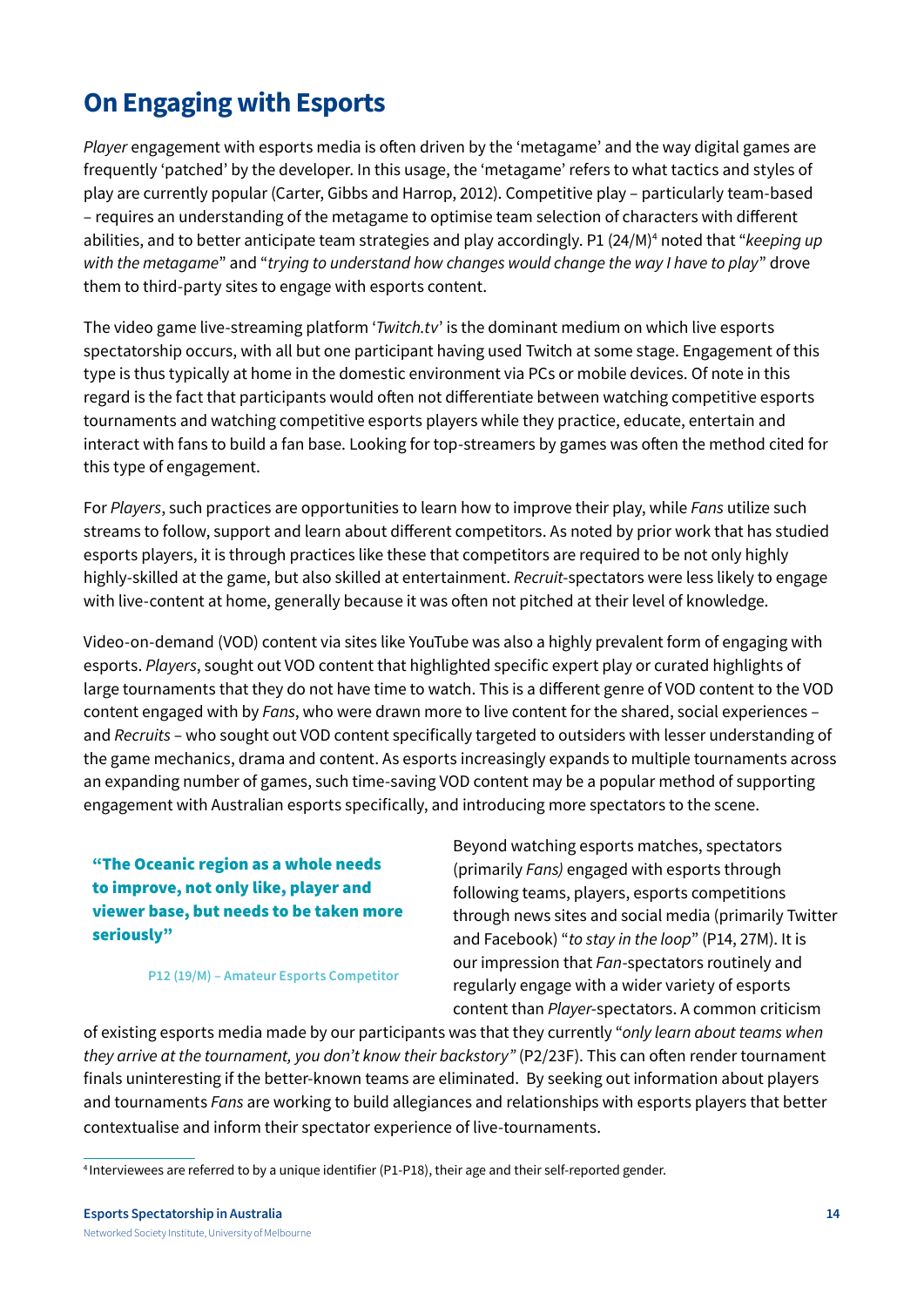## On Engaging with Esports

*Player* engagement with esports media is often driven by the 'metagame' and the way digital games are frequently 'patched' by the developer. In this usage, the 'metagame' refers to what tactics and styles of play are currently popular (Carter, Gibbs and Harrop, 2012). Competitive play – particularly team-based – requires an understanding of the metagame to optimise team selection of characters with different abilities, and to better anticipate team strategies and play accordingly. P1 (24/M)[4] noted that "*keeping up with the metagame*" and "*trying to understand how changes would change the way I have to play*" drove them to third-party sites to engage with esports content.

The video game live-streaming platform '*Twitch.tv*' is the dominant medium on which live esports spectatorship occurs, with all but one participant having used Twitch at some stage. Engagement of this type is thus typically at home in the domestic environment via PCs or mobile devices. Of note in this regard is the fact that participants would often not differentiate between watching competitive esports tournaments and watching competitive esports players while they practice, educate, entertain and interact with fans to build a fan base. Looking for top-streamers by games was often the method cited for this type of engagement.

For *Players*, such practices are opportunities to learn how to improve their play, while *Fans* utilize such streams to follow, support and learn about different competitors. As noted by prior work that has studied esports players, it is through practices like these that competitors are required to be not only highly highly-skilled at the game, but also skilled at entertainment. *Recruit*-spectators were less likely to engage with live-content at home, generally because it was often not pitched at their level of knowledge.

Video-on-demand (VOD) content via sites like YouTube was also a highly prevalent form of engaging with esports. *Players*, sought out VOD content that highlighted specific expert play or curated highlights of large tournaments that they do not have time to watch. This is a different genre of VOD content to the VOD content engaged with by *Fans*, who were drawn more to live content for the shared, social experiences – and *Recruits* – who sought out VOD content specifically targeted to outsiders with lesser understanding of the game mechanics, drama and content. As esports increasingly expands to multiple tournaments across an expanding number of games, such time-saving VOD content may be a popular method of supporting engagement with Australian esports specifically, and introducing more spectators to the scene.

> **"The Oceanic region as a whole needs to improve, not only like, player and viewer base, but needs to be taken more seriously"**
>
> **P12 (19/M) – Amateur Esports Competitor**

Beyond watching esports matches, spectators (primarily *Fans)* engaged with esports through following teams, players, esports competitions through news sites and social media (primarily Twitter and Facebook) "*to stay in the loop*" (P14, 27M). It is our impression that *Fan*-spectators routinely and regularly engage with a wider variety of esports content than *Player*-spectators. A common criticism of existing esports media made by our participants was that they currently "*only learn about teams when they arrive at the tournament, you don't know their backstory"* (P2/23F). This can often render tournament finals uninteresting if the better-known teams are eliminated. By seeking out information about players and tournaments *Fans* are working to build allegiances and relationships with esports players that better contextualise and inform their spectator experience of live-tournaments.

---

[4] Interviewees are referred to by a unique identifier (P1-P18), their age and their self-reported gender.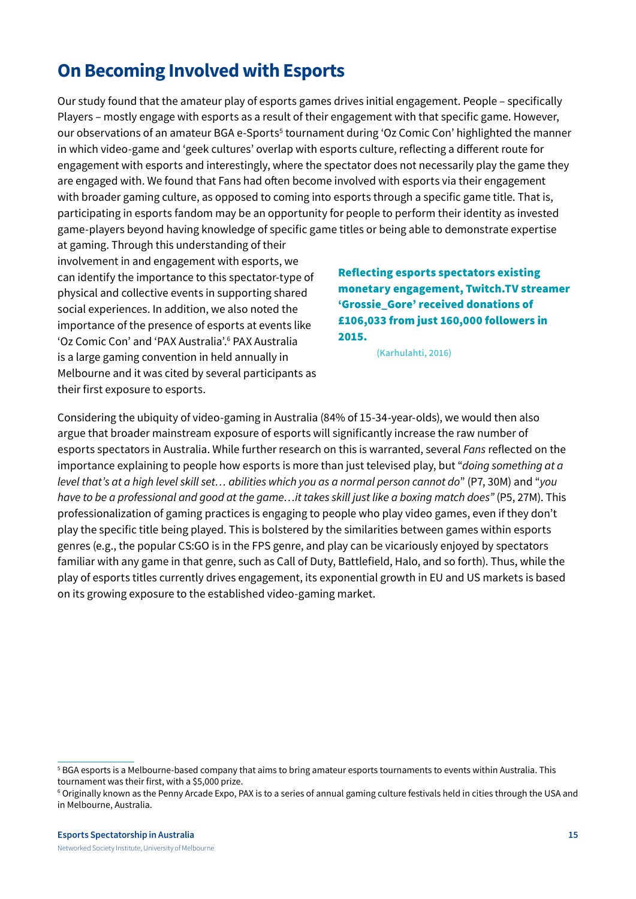## On Becoming Involved with Esports

Our study found that the amateur play of esports games drives initial engagement. People – specifically Players – mostly engage with esports as a result of their engagement with that specific game. However, our observations of an amateur BGA e-Sports[5] tournament during 'Oz Comic Con' highlighted the manner in which video-game and 'geek cultures' overlap with esports culture, reflecting a different route for engagement with esports and interestingly, where the spectator does not necessarily play the game they are engaged with. We found that Fans had often become involved with esports via their engagement with broader gaming culture, as opposed to coming into esports through a specific game title. That is, participating in esports fandom may be an opportunity for people to perform their identity as invested game-players beyond having knowledge of specific game titles or being able to demonstrate expertise at gaming. Through this understanding of their involvement in and engagement with esports, we can identify the importance to this spectator-type of physical and collective events in supporting shared social experiences. In addition, we also noted the importance of the presence of esports at events like 'Oz Comic Con' and 'PAX Australia'.[6] PAX Australia is a large gaming convention in held annually in Melbourne and it was cited by several participants as their first exposure to esports.

**Reflecting esports spectators existing monetary engagement, Twitch.TV streamer 'Grossie_Gore' received donations of £106,033 from just 160,000 followers in 2015.**

(Karhulahti, 2016)

Considering the ubiquity of video-gaming in Australia (84% of 15-34-year-olds), we would then also argue that broader mainstream exposure of esports will significantly increase the raw number of esports spectators in Australia. While further research on this is warranted, several *Fans* reflected on the importance explaining to people how esports is more than just televised play, but "*doing something at a level that's at a high level skill set… abilities which you as a normal person cannot do*" (P7, 30M) and "*you have to be a professional and good at the game…it takes skill just like a boxing match does"* (P5, 27M). This professionalization of gaming practices is engaging to people who play video games, even if they don't play the specific title being played. This is bolstered by the similarities between games within esports genres (e.g., the popular CS:GO is in the FPS genre, and play can be vicariously enjoyed by spectators familiar with any game in that genre, such as Call of Duty, Battlefield, Halo, and so forth). Thus, while the play of esports titles currently drives engagement, its exponential growth in EU and US markets is based on its growing exposure to the established video-gaming market.

[5] BGA esports is a Melbourne-based company that aims to bring amateur esports tournaments to events within Australia. This tournament was their first, with a $5,000 prize.

[6] Originally known as the Penny Arcade Expo, PAX is to a series of annual gaming culture festivals held in cities through the USA and in Melbourne, Australia.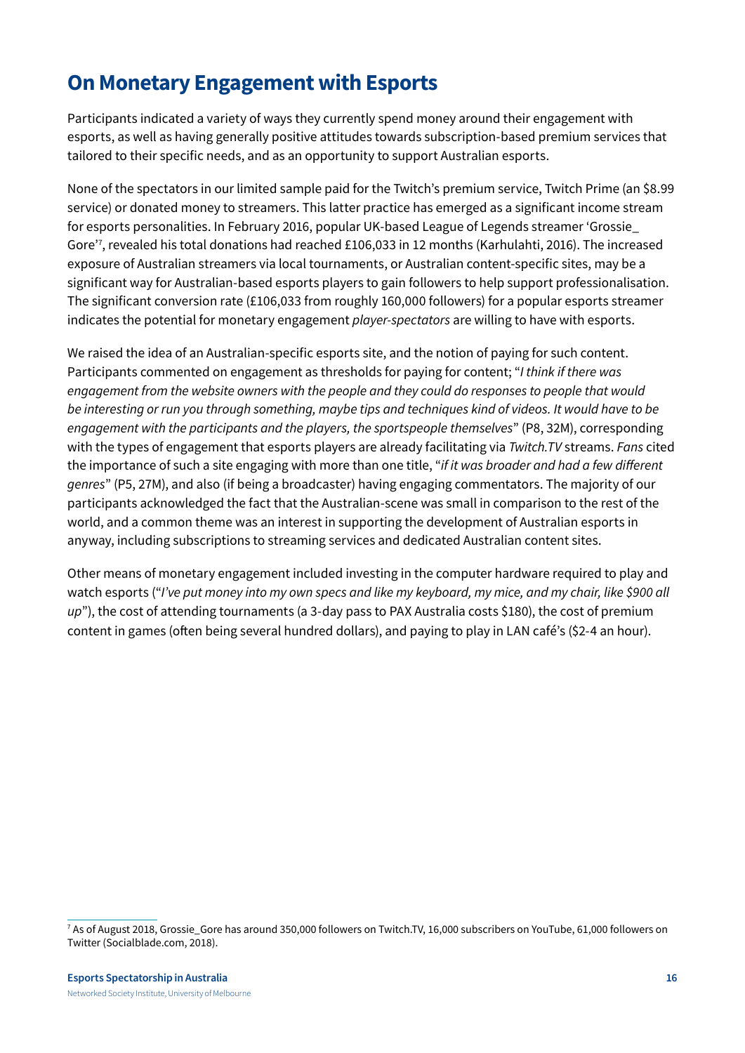## On Monetary Engagement with Esports

Participants indicated a variety of ways they currently spend money around their engagement with esports, as well as having generally positive attitudes towards subscription-based premium services that tailored to their specific needs, and as an opportunity to support Australian esports.

None of the spectators in our limited sample paid for the Twitch's premium service, Twitch Prime (an $8.99 service) or donated money to streamers. This latter practice has emerged as a significant income stream for esports personalities. In February 2016, popular UK-based League of Legends streamer 'Grossie_Gore'[7], revealed his total donations had reached £106,033 in 12 months (Karhulahti, 2016). The increased exposure of Australian streamers via local tournaments, or Australian content-specific sites, may be a significant way for Australian-based esports players to gain followers to help support professionalisation. The significant conversion rate (£106,033 from roughly 160,000 followers) for a popular esports streamer indicates the potential for monetary engagement *player-spectators* are willing to have with esports.

We raised the idea of an Australian-specific esports site, and the notion of paying for such content. Participants commented on engagement as thresholds for paying for content; "*I think if there was engagement from the website owners with the people and they could do responses to people that would be interesting or run you through something, maybe tips and techniques kind of videos. It would have to be engagement with the participants and the players, the sportspeople themselves*" (P8, 32M), corresponding with the types of engagement that esports players are already facilitating via *Twitch.TV* streams. *Fans* cited the importance of such a site engaging with more than one title, "*if it was broader and had a few different genres*" (P5, 27M), and also (if being a broadcaster) having engaging commentators. The majority of our participants acknowledged the fact that the Australian-scene was small in comparison to the rest of the world, and a common theme was an interest in supporting the development of Australian esports in anyway, including subscriptions to streaming services and dedicated Australian content sites.

Other means of monetary engagement included investing in the computer hardware required to play and watch esports ("*I've put money into my own specs and like my keyboard, my mice, and my chair, like $900 all up*"), the cost of attending tournaments (a 3-day pass to PAX Australia costs $180), the cost of premium content in games (often being several hundred dollars), and paying to play in LAN café's ($2-4 an hour).

[7] As of August 2018, Grossie_Gore has around 350,000 followers on Twitch.TV, 16,000 subscribers on YouTube, 61,000 followers on Twitter (Socialblade.com, 2018).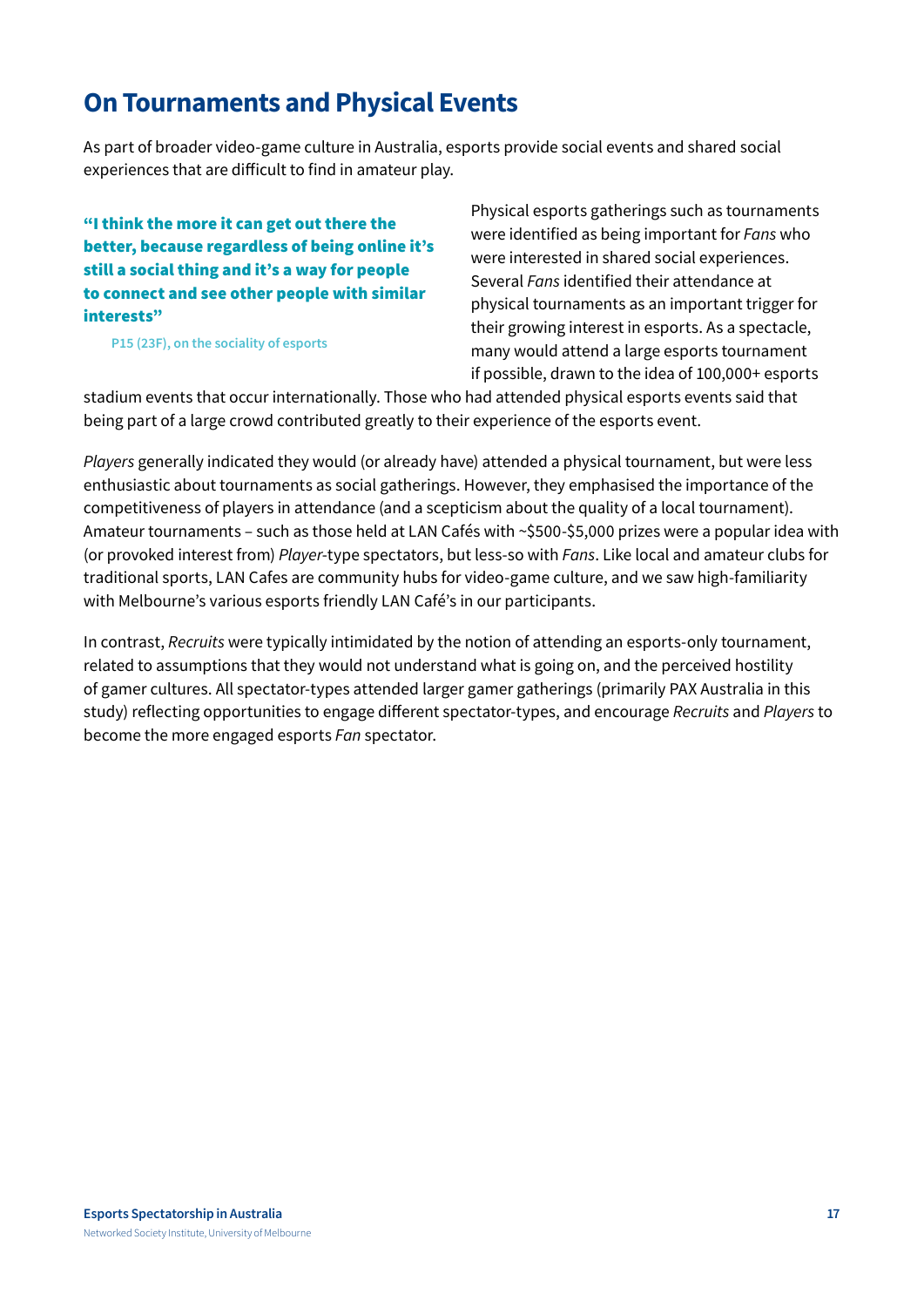## On Tournaments and Physical Events

As part of broader video-game culture in Australia, esports provide social events and shared social experiences that are difficult to find in amateur play.

> **"I think the more it can get out there the better, because regardless of being online it's still a social thing and it's a way for people to connect and see other people with similar interests"**
>
> P15 (23F), on the sociality of esports

Physical esports gatherings such as tournaments were identified as being important for *Fans* who were interested in shared social experiences. Several *Fans* identified their attendance at physical tournaments as an important trigger for their growing interest in esports. As a spectacle, many would attend a large esports tournament if possible, drawn to the idea of 100,000+ esports stadium events that occur internationally. Those who had attended physical esports events said that being part of a large crowd contributed greatly to their experience of the esports event.

*Players* generally indicated they would (or already have) attended a physical tournament, but were less enthusiastic about tournaments as social gatherings. However, they emphasised the importance of the competitiveness of players in attendance (and a scepticism about the quality of a local tournament). Amateur tournaments – such as those held at LAN Cafés with ~$500-$5,000 prizes were a popular idea with (or provoked interest from) *Player*-type spectators, but less-so with *Fans*. Like local and amateur clubs for traditional sports, LAN Cafes are community hubs for video-game culture, and we saw high-familiarity with Melbourne's various esports friendly LAN Café's in our participants.

In contrast, *Recruits* were typically intimidated by the notion of attending an esports-only tournament, related to assumptions that they would not understand what is going on, and the perceived hostility of gamer cultures. All spectator-types attended larger gamer gatherings (primarily PAX Australia in this study) reflecting opportunities to engage different spectator-types, and encourage *Recruits* and *Players* to become the more engaged esports *Fan* spectator.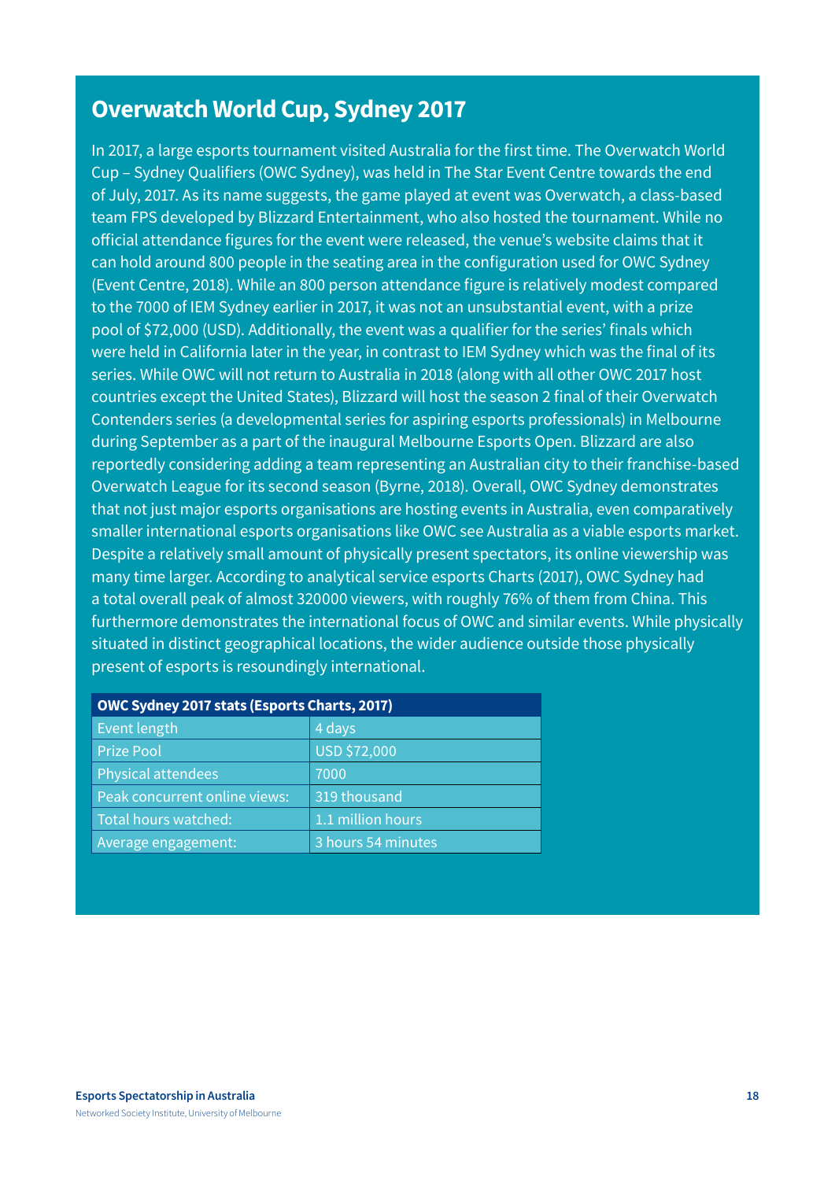## Overwatch World Cup, Sydney 2017

In 2017, a large esports tournament visited Australia for the first time. The Overwatch World Cup – Sydney Qualifiers (OWC Sydney), was held in The Star Event Centre towards the end of July, 2017. As its name suggests, the game played at event was Overwatch, a class-based team FPS developed by Blizzard Entertainment, who also hosted the tournament. While no official attendance figures for the event were released, the venue's website claims that it can hold around 800 people in the seating area in the configuration used for OWC Sydney (Event Centre, 2018). While an 800 person attendance figure is relatively modest compared to the 7000 of IEM Sydney earlier in 2017, it was not an unsubstantial event, with a prize pool of $72,000 (USD). Additionally, the event was a qualifier for the series' finals which were held in California later in the year, in contrast to IEM Sydney which was the final of its series. While OWC will not return to Australia in 2018 (along with all other OWC 2017 host countries except the United States), Blizzard will host the season 2 final of their Overwatch Contenders series (a developmental series for aspiring esports professionals) in Melbourne during September as a part of the inaugural Melbourne Esports Open. Blizzard are also reportedly considering adding a team representing an Australian city to their franchise-based Overwatch League for its second season (Byrne, 2018). Overall, OWC Sydney demonstrates that not just major esports organisations are hosting events in Australia, even comparatively smaller international esports organisations like OWC see Australia as a viable esports market. Despite a relatively small amount of physically present spectators, its online viewership was many time larger. According to analytical service esports Charts (2017), OWC Sydney had a total overall peak of almost 320000 viewers, with roughly 76% of them from China. This furthermore demonstrates the international focus of OWC and similar events. While physically situated in distinct geographical locations, the wider audience outside those physically present of esports is resoundingly international.

| OWC Sydney 2017 stats (Esports Charts, 2017) | |
|---|---|
| Event length | 4 days |
| Prize Pool | USD $72,000 |
| Physical attendees | 7000 |
| Peak concurrent online views: | 319 thousand |
| Total hours watched: | 1.1 million hours |
| Average engagement: | 3 hours 54 minutes |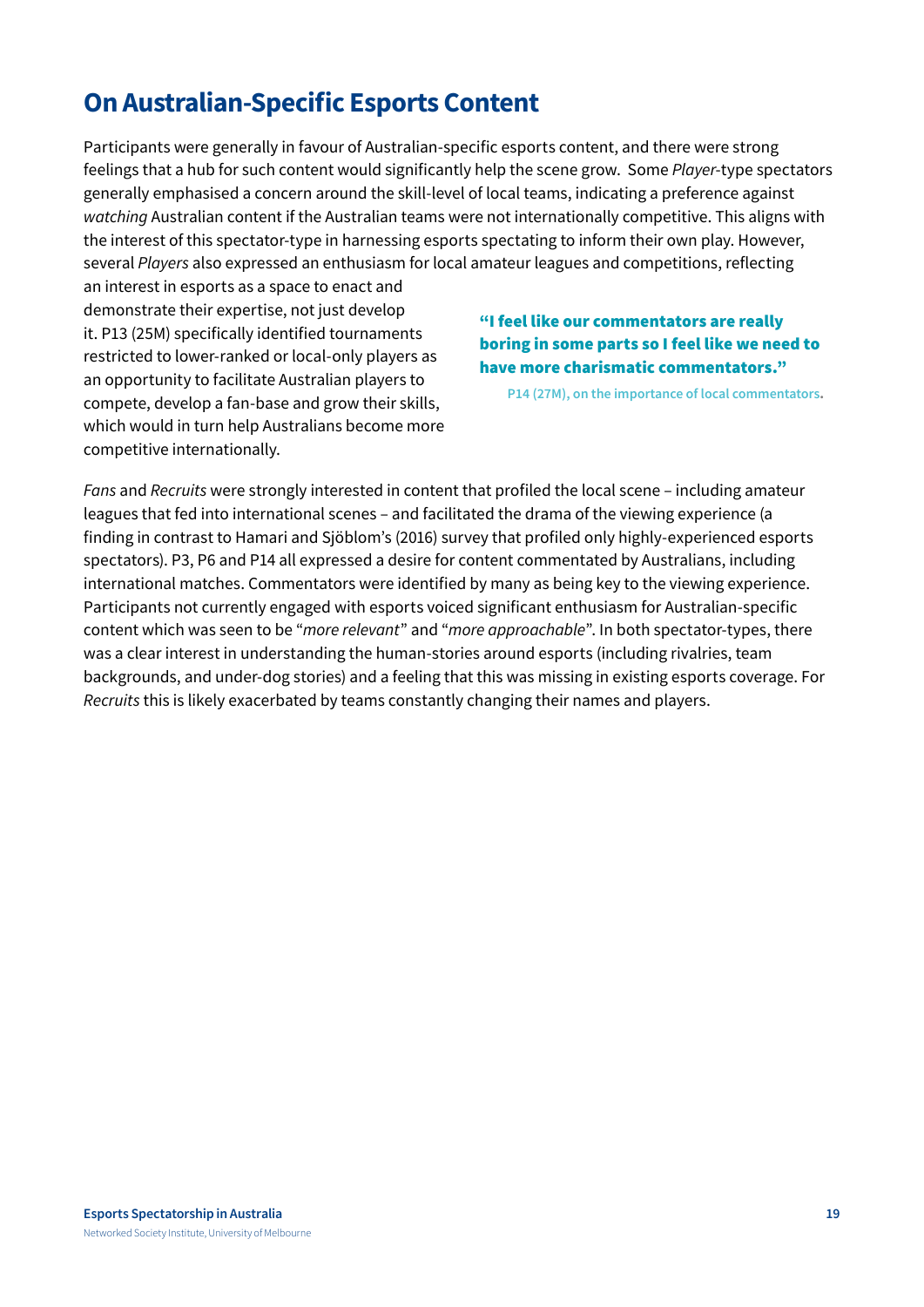## On Australian-Specific Esports Content

Participants were generally in favour of Australian-specific esports content, and there were strong feelings that a hub for such content would significantly help the scene grow. Some *Player*-type spectators generally emphasised a concern around the skill-level of local teams, indicating a preference against *watching* Australian content if the Australian teams were not internationally competitive. This aligns with the interest of this spectator-type in harnessing esports spectating to inform their own play. However, several *Players* also expressed an enthusiasm for local amateur leagues and competitions, reflecting an interest in esports as a space to enact and demonstrate their expertise, not just develop it. P13 (25M) specifically identified tournaments restricted to lower-ranked or local-only players as an opportunity to facilitate Australian players to compete, develop a fan-base and grow their skills, which would in turn help Australians become more competitive internationally.

**"I feel like our commentators are really boring in some parts so I feel like we need to have more charismatic commentators."**

**P14 (27M), on the importance of local commentators.**

*Fans* and *Recruits* were strongly interested in content that profiled the local scene – including amateur leagues that fed into international scenes – and facilitated the drama of the viewing experience (a finding in contrast to Hamari and Sjöblom's (2016) survey that profiled only highly-experienced esports spectators). P3, P6 and P14 all expressed a desire for content commentated by Australians, including international matches. Commentators were identified by many as being key to the viewing experience. Participants not currently engaged with esports voiced significant enthusiasm for Australian-specific content which was seen to be "*more relevant*" and "*more approachable*". In both spectator-types, there was a clear interest in understanding the human-stories around esports (including rivalries, team backgrounds, and under-dog stories) and a feeling that this was missing in existing esports coverage. For *Recruits* this is likely exacerbated by teams constantly changing their names and players.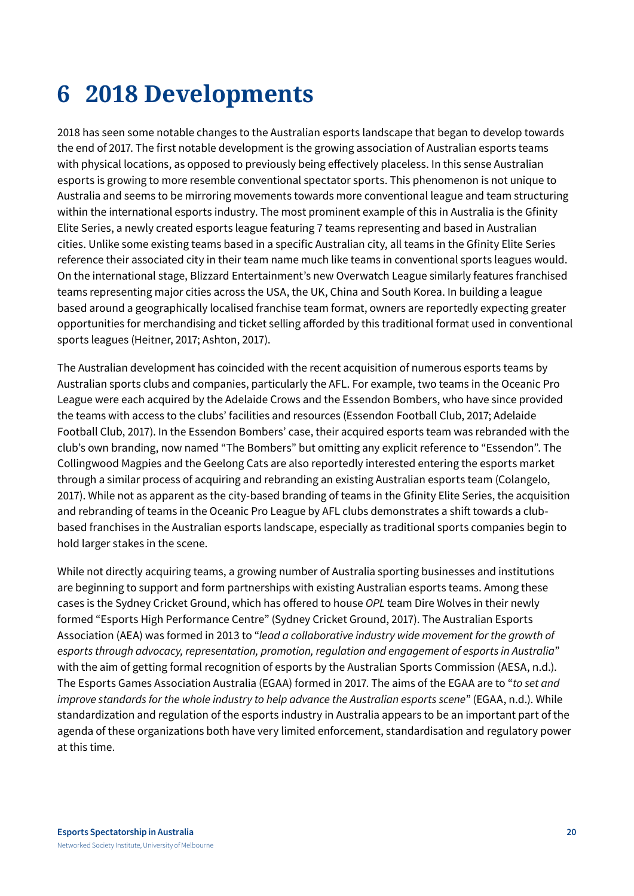# 6 2018 Developments

2018 has seen some notable changes to the Australian esports landscape that began to develop towards the end of 2017. The first notable development is the growing association of Australian esports teams with physical locations, as opposed to previously being effectively placeless. In this sense Australian esports is growing to more resemble conventional spectator sports. This phenomenon is not unique to Australia and seems to be mirroring movements towards more conventional league and team structuring within the international esports industry. The most prominent example of this in Australia is the Gfinity Elite Series, a newly created esports league featuring 7 teams representing and based in Australian cities. Unlike some existing teams based in a specific Australian city, all teams in the Gfinity Elite Series reference their associated city in their team name much like teams in conventional sports leagues would. On the international stage, Blizzard Entertainment's new Overwatch League similarly features franchised teams representing major cities across the USA, the UK, China and South Korea. In building a league based around a geographically localised franchise team format, owners are reportedly expecting greater opportunities for merchandising and ticket selling afforded by this traditional format used in conventional sports leagues (Heitner, 2017; Ashton, 2017).

The Australian development has coincided with the recent acquisition of numerous esports teams by Australian sports clubs and companies, particularly the AFL. For example, two teams in the Oceanic Pro League were each acquired by the Adelaide Crows and the Essendon Bombers, who have since provided the teams with access to the clubs' facilities and resources (Essendon Football Club, 2017; Adelaide Football Club, 2017). In the Essendon Bombers' case, their acquired esports team was rebranded with the club's own branding, now named "The Bombers" but omitting any explicit reference to "Essendon". The Collingwood Magpies and the Geelong Cats are also reportedly interested entering the esports market through a similar process of acquiring and rebranding an existing Australian esports team (Colangelo, 2017). While not as apparent as the city-based branding of teams in the Gfinity Elite Series, the acquisition and rebranding of teams in the Oceanic Pro League by AFL clubs demonstrates a shift towards a club-based franchises in the Australian esports landscape, especially as traditional sports companies begin to hold larger stakes in the scene.

While not directly acquiring teams, a growing number of Australia sporting businesses and institutions are beginning to support and form partnerships with existing Australian esports teams. Among these cases is the Sydney Cricket Ground, which has offered to house *OPL* team Dire Wolves in their newly formed "Esports High Performance Centre" (Sydney Cricket Ground, 2017). The Australian Esports Association (AEA) was formed in 2013 to "*lead a collaborative industry wide movement for the growth of esports through advocacy, representation, promotion, regulation and engagement of esports in Australia*" with the aim of getting formal recognition of esports by the Australian Sports Commission (AESA, n.d.). The Esports Games Association Australia (EGAA) formed in 2017. The aims of the EGAA are to "*to set and improve standards for the whole industry to help advance the Australian esports scene*" (EGAA, n.d.). While standardization and regulation of the esports industry in Australia appears to be an important part of the agenda of these organizations both have very limited enforcement, standardisation and regulatory power at this time.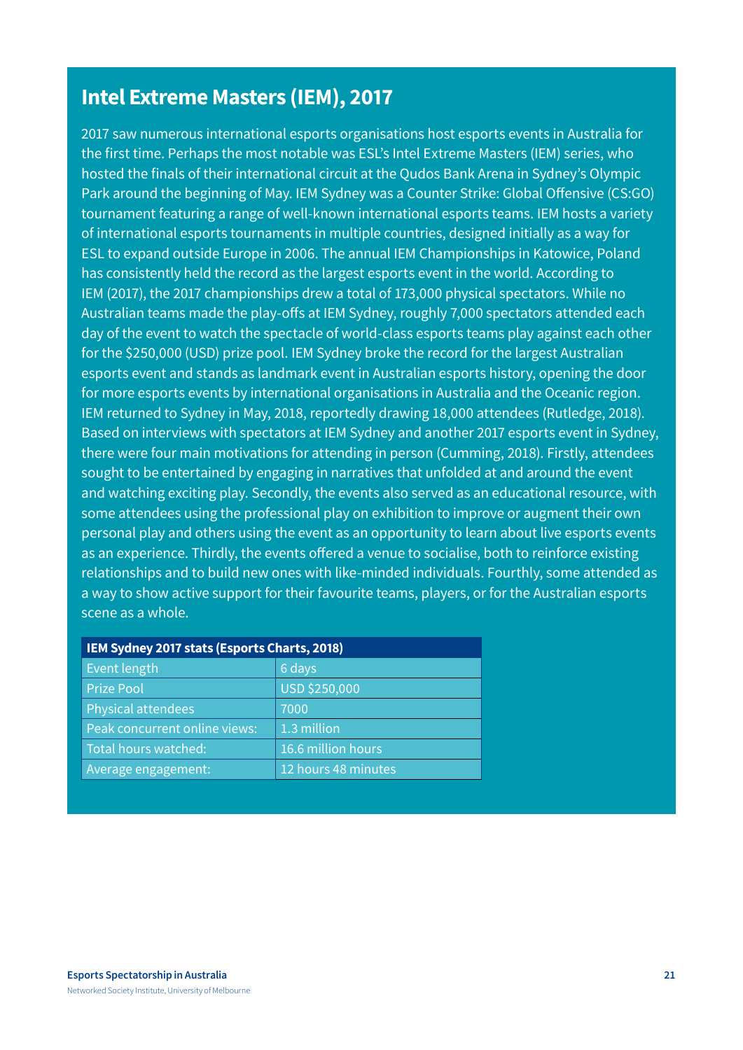## Intel Extreme Masters (IEM), 2017

2017 saw numerous international esports organisations host esports events in Australia for the first time. Perhaps the most notable was ESL's Intel Extreme Masters (IEM) series, who hosted the finals of their international circuit at the Qudos Bank Arena in Sydney's Olympic Park around the beginning of May. IEM Sydney was a Counter Strike: Global Offensive (CS:GO) tournament featuring a range of well-known international esports teams. IEM hosts a variety of international esports tournaments in multiple countries, designed initially as a way for ESL to expand outside Europe in 2006. The annual IEM Championships in Katowice, Poland has consistently held the record as the largest esports event in the world. According to IEM (2017), the 2017 championships drew a total of 173,000 physical spectators. While no Australian teams made the play-offs at IEM Sydney, roughly 7,000 spectators attended each day of the event to watch the spectacle of world-class esports teams play against each other for the $250,000 (USD) prize pool. IEM Sydney broke the record for the largest Australian esports event and stands as landmark event in Australian esports history, opening the door for more esports events by international organisations in Australia and the Oceanic region. IEM returned to Sydney in May, 2018, reportedly drawing 18,000 attendees (Rutledge, 2018). Based on interviews with spectators at IEM Sydney and another 2017 esports event in Sydney, there were four main motivations for attending in person (Cumming, 2018). Firstly, attendees sought to be entertained by engaging in narratives that unfolded at and around the event and watching exciting play. Secondly, the events also served as an educational resource, with some attendees using the professional play on exhibition to improve or augment their own personal play and others using the event as an opportunity to learn about live esports events as an experience. Thirdly, the events offered a venue to socialise, both to reinforce existing relationships and to build new ones with like-minded individuals. Fourthly, some attended as a way to show active support for their favourite teams, players, or for the Australian esports scene as a whole.

| IEM Sydney 2017 stats (Esports Charts, 2018) | |
|---|---|
| Event length | 6 days |
| Prize Pool | USD $250,000 |
| Physical attendees | 7000 |
| Peak concurrent online views: | 1.3 million |
| Total hours watched: | 16.6 million hours |
| Average engagement: | 12 hours 48 minutes |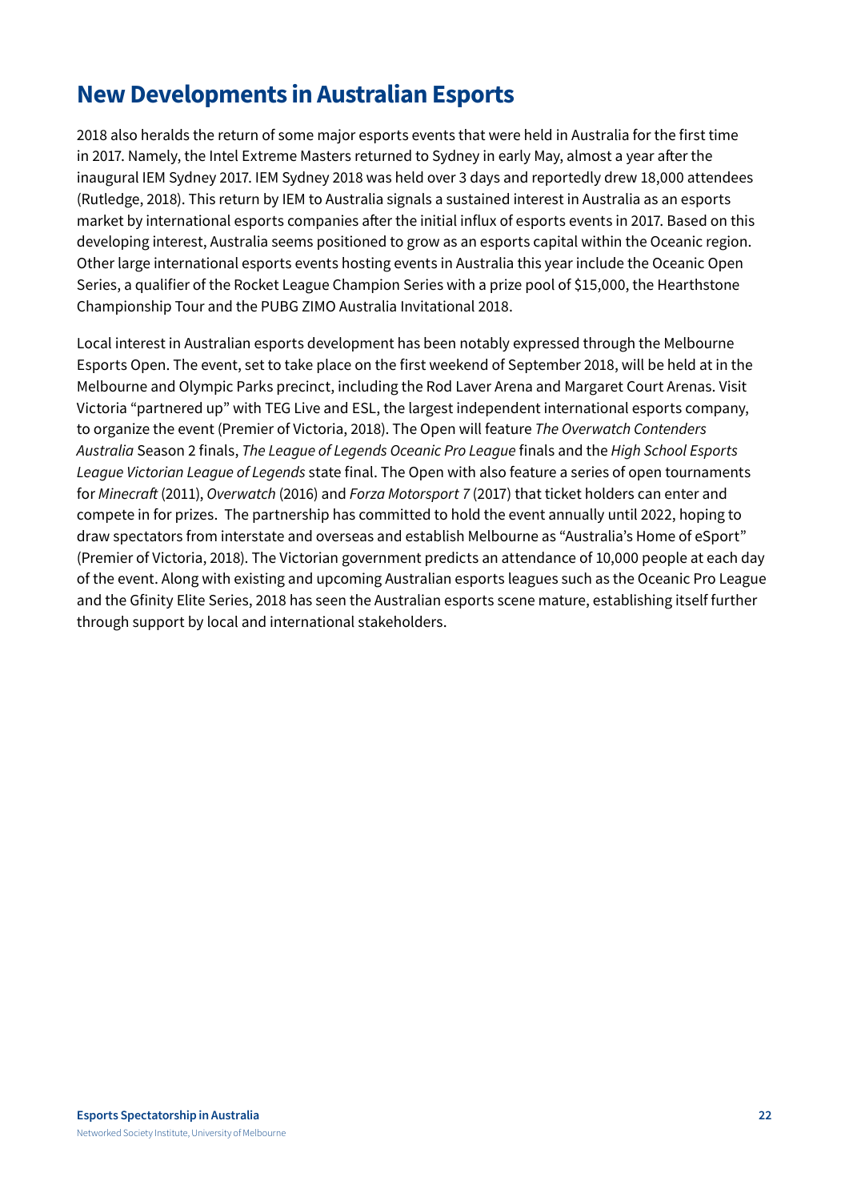## New Developments in Australian Esports

2018 also heralds the return of some major esports events that were held in Australia for the first time in 2017. Namely, the Intel Extreme Masters returned to Sydney in early May, almost a year after the inaugural IEM Sydney 2017. IEM Sydney 2018 was held over 3 days and reportedly drew 18,000 attendees (Rutledge, 2018). This return by IEM to Australia signals a sustained interest in Australia as an esports market by international esports companies after the initial influx of esports events in 2017. Based on this developing interest, Australia seems positioned to grow as an esports capital within the Oceanic region. Other large international esports events hosting events in Australia this year include the Oceanic Open Series, a qualifier of the Rocket League Champion Series with a prize pool of $15,000, the Hearthstone Championship Tour and the PUBG ZIMO Australia Invitational 2018.

Local interest in Australian esports development has been notably expressed through the Melbourne Esports Open. The event, set to take place on the first weekend of September 2018, will be held at in the Melbourne and Olympic Parks precinct, including the Rod Laver Arena and Margaret Court Arenas. Visit Victoria "partnered up" with TEG Live and ESL, the largest independent international esports company, to organize the event (Premier of Victoria, 2018). The Open will feature *The Overwatch Contenders Australia* Season 2 finals, *The League of Legends Oceanic Pro League* finals and the *High School Esports League Victorian League of Legends* state final. The Open with also feature a series of open tournaments for *Minecraft* (2011), *Overwatch* (2016) and *Forza Motorsport 7* (2017) that ticket holders can enter and compete in for prizes. The partnership has committed to hold the event annually until 2022, hoping to draw spectators from interstate and overseas and establish Melbourne as "Australia's Home of eSport" (Premier of Victoria, 2018). The Victorian government predicts an attendance of 10,000 people at each day of the event. Along with existing and upcoming Australian esports leagues such as the Oceanic Pro League and the Gfinity Elite Series, 2018 has seen the Australian esports scene mature, establishing itself further through support by local and international stakeholders.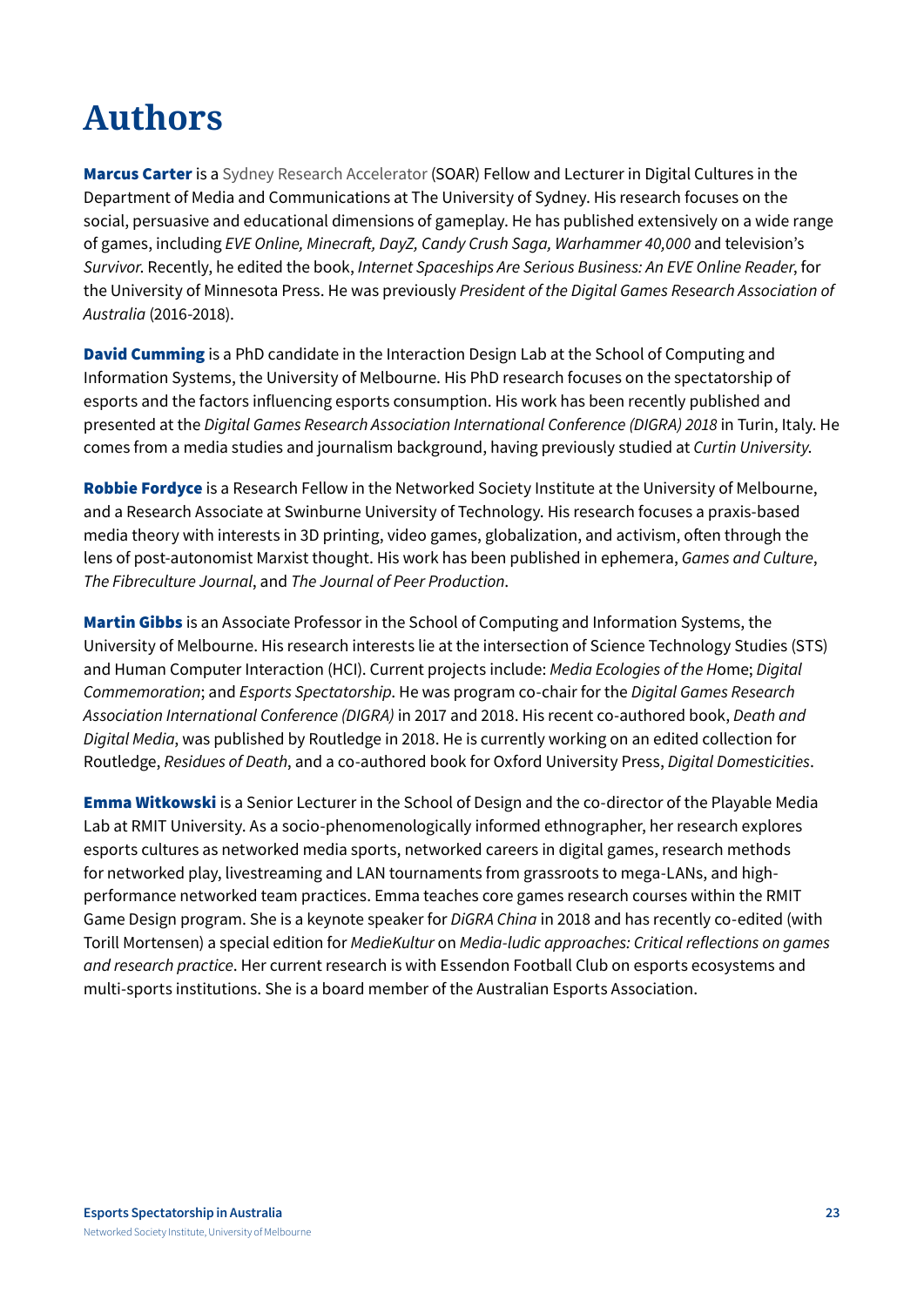# Authors

**Marcus Carter** is a Sydney Research Accelerator (SOAR) Fellow and Lecturer in Digital Cultures in the Department of Media and Communications at The University of Sydney. His research focuses on the social, persuasive and educational dimensions of gameplay. He has published extensively on a wide range of games, including *EVE Online, Minecraft, DayZ, Candy Crush Saga, Warhammer 40,000* and television's *Survivor.* Recently, he edited the book, *Internet Spaceships Are Serious Business: An EVE Online Reader*, for the University of Minnesota Press. He was previously *President of the Digital Games Research Association of Australia* (2016-2018).

**David Cumming** is a PhD candidate in the Interaction Design Lab at the School of Computing and Information Systems, the University of Melbourne. His PhD research focuses on the spectatorship of esports and the factors influencing esports consumption. His work has been recently published and presented at the *Digital Games Research Association International Conference (DIGRA) 2018* in Turin, Italy. He comes from a media studies and journalism background, having previously studied at *Curtin University.*

**Robbie Fordyce** is a Research Fellow in the Networked Society Institute at the University of Melbourne, and a Research Associate at Swinburne University of Technology. His research focuses a praxis-based media theory with interests in 3D printing, video games, globalization, and activism, often through the lens of post-autonomist Marxist thought. His work has been published in ephemera, *Games and Culture*, *The Fibreculture Journal*, and *The Journal of Peer Production*.

**Martin Gibbs** is an Associate Professor in the School of Computing and Information Systems, the University of Melbourne. His research interests lie at the intersection of Science Technology Studies (STS) and Human Computer Interaction (HCI). Current projects include: *Media Ecologies of the H*ome; *Digital Commemoration*; and *Esports Spectatorship*. He was program co-chair for the *Digital Games Research Association International Conference (DIGRA)* in 2017 and 2018. His recent co-authored book, *Death and Digital Media*, was published by Routledge in 2018. He is currently working on an edited collection for Routledge, *Residues of Death*, and a co-authored book for Oxford University Press, *Digital Domesticities*.

**Emma Witkowski** is a Senior Lecturer in the School of Design and the co-director of the Playable Media Lab at RMIT University. As a socio-phenomenologically informed ethnographer, her research explores esports cultures as networked media sports, networked careers in digital games, research methods for networked play, livestreaming and LAN tournaments from grassroots to mega-LANs, and high-performance networked team practices. Emma teaches core games research courses within the RMIT Game Design program. She is a keynote speaker for *DiGRA China* in 2018 and has recently co-edited (with Torill Mortensen) a special edition for *MedieKultur* on *Media-ludic approaches: Critical reflections on games and research practice*. Her current research is with Essendon Football Club on esports ecosystems and multi-sports institutions. She is a board member of the Australian Esports Association.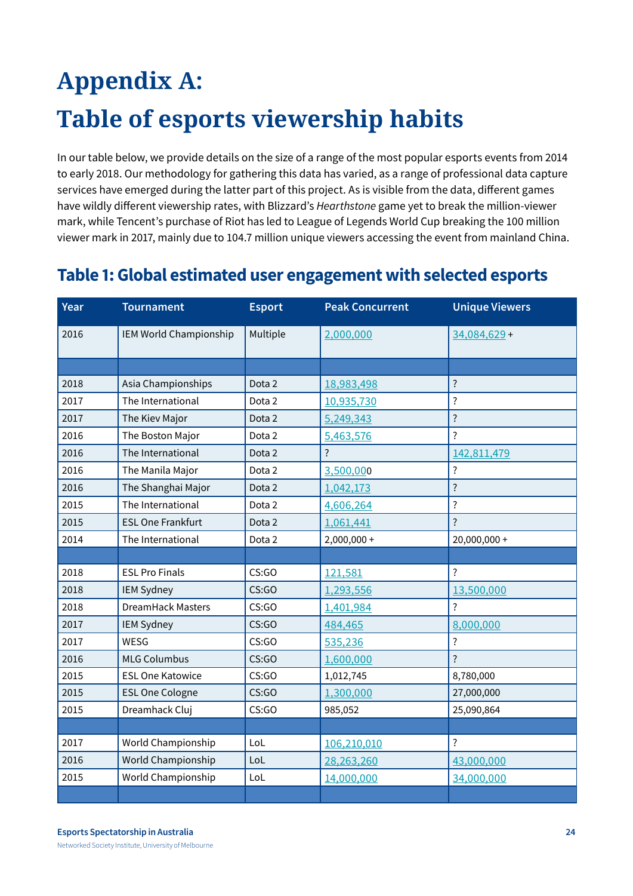# Appendix A:
# Table of esports viewership habits

In our table below, we provide details on the size of a range of the most popular esports events from 2014 to early 2018. Our methodology for gathering this data has varied, as a range of professional data capture services have emerged during the latter part of this project. As is visible from the data, different games have wildly different viewership rates, with Blizzard's *Hearthstone* game yet to break the million-viewer mark, while Tencent's purchase of Riot has led to League of Legends World Cup breaking the 100 million viewer mark in 2017, mainly due to 104.7 million unique viewers accessing the event from mainland China.

## Table 1: Global estimated user engagement with selected esports

| Year | Tournament | Esport | Peak Concurrent | Unique Viewers |
|---|---|---|---|---|
| 2016 | IEM World Championship | Multiple | 2,000,000 | 34,084,629 + |
| | | | | |
| 2018 | Asia Championships | Dota 2 | 18,983,498 | ? |
| 2017 | The International | Dota 2 | 10,935,730 | ? |
| 2017 | The Kiev Major | Dota 2 | 5,249,343 | ? |
| 2016 | The Boston Major | Dota 2 | 5,463,576 | ? |
| 2016 | The International | Dota 2 | ? | 142,811,479 |
| 2016 | The Manila Major | Dota 2 | 3,500,000 | ? |
| 2016 | The Shanghai Major | Dota 2 | 1,042,173 | ? |
| 2015 | The International | Dota 2 | 4,606,264 | ? |
| 2015 | ESL One Frankfurt | Dota 2 | 1,061,441 | ? |
| 2014 | The International | Dota 2 | 2,000,000 + | 20,000,000 + |
| | | | | |
| 2018 | ESL Pro Finals | CS:GO | 121,581 | ? |
| 2018 | IEM Sydney | CS:GO | 1,293,556 | 13,500,000 |
| 2018 | DreamHack Masters | CS:GO | 1,401,984 | ? |
| 2017 | IEM Sydney | CS:GO | 484,465 | 8,000,000 |
| 2017 | WESG | CS:GO | 535,236 | ? |
| 2016 | MLG Columbus | CS:GO | 1,600,000 | ? |
| 2015 | ESL One Katowice | CS:GO | 1,012,745 | 8,780,000 |
| 2015 | ESL One Cologne | CS:GO | 1,300,000 | 27,000,000 |
| 2015 | Dreamhack Cluj | CS:GO | 985,052 | 25,090,864 |
| | | | | |
| 2017 | World Championship | LoL | 106,210,010 | ? |
| 2016 | World Championship | LoL | 28,263,260 | 43,000,000 |
| 2015 | World Championship | LoL | 14,000,000 | 34,000,000 |
| | | | | |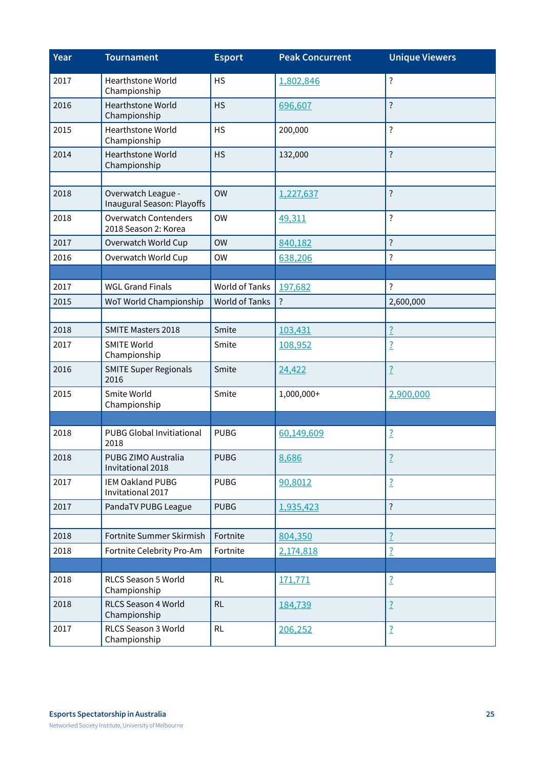| Year | Tournament | Esport | Peak Concurrent | Unique Viewers |
|---|---|---|---|---|
| 2017 | Hearthstone World Championship | HS | 1,802,846 | ? |
| 2016 | Hearthstone World Championship | HS | 696,607 | ? |
| 2015 | Hearthstone World Championship | HS | 200,000 | ? |
| 2014 | Hearthstone World Championship | HS | 132,000 | ? |
| | | | | |
| 2018 | Overwatch League - Inaugural Season: Playoffs | OW | 1,227,637 | ? |
| 2018 | Overwatch Contenders 2018 Season 2: Korea | OW | 49,311 | ? |
| 2017 | Overwatch World Cup | OW | 840,182 | ? |
| 2016 | Overwatch World Cup | OW | 638,206 | ? |
| | | | | |
| 2017 | WGL Grand Finals | World of Tanks | 197,682 | ? |
| 2015 | WoT World Championship | World of Tanks | ? | 2,600,000 |
| | | | | |
| 2018 | SMITE Masters 2018 | Smite | 103,431 | ? |
| 2017 | SMITE World Championship | Smite | 108,952 | ? |
| 2016 | SMITE Super Regionals 2016 | Smite | 24,422 | ? |
| 2015 | Smite World Championship | Smite | 1,000,000+ | 2,900,000 |
| | | | | |
| 2018 | PUBG Global Invitational 2018 | PUBG | 60,149,609 | ? |
| 2018 | PUBG ZIMO Australia Invitational 2018 | PUBG | 8,686 | ? |
| 2017 | IEM Oakland PUBG Invitational 2017 | PUBG | 90,8012 | ? |
| 2017 | PandaTV PUBG League | PUBG | 1,935,423 | ? |
| | | | | |
| 2018 | Fortnite Summer Skirmish | Fortnite | 804,350 | ? |
| 2018 | Fortnite Celebrity Pro-Am | Fortnite | 2,174,818 | ? |
| | | | | |
| 2018 | RLCS Season 5 World Championship | RL | 171,771 | ? |
| 2018 | RLCS Season 4 World Championship | RL | 184,739 | ? |
| 2017 | RLCS Season 3 World Championship | RL | 206,252 | ? |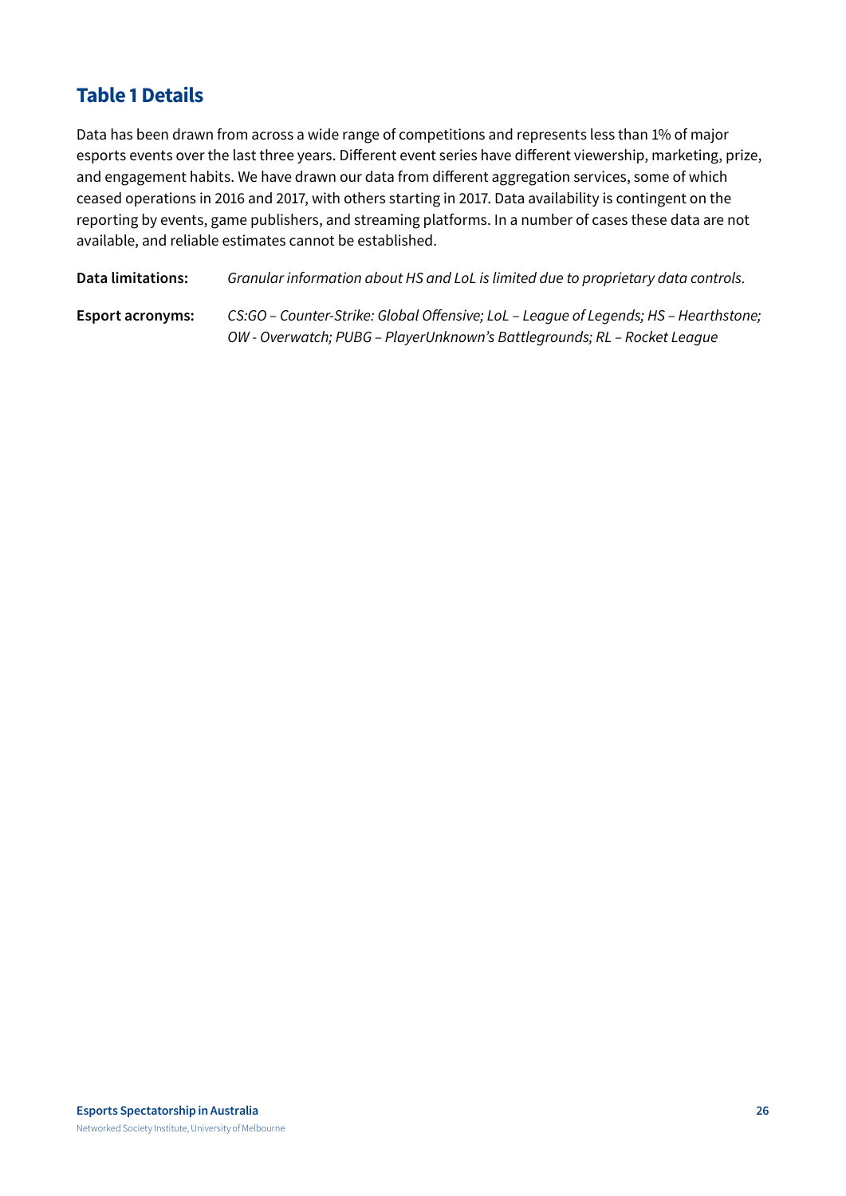## Table 1 Details

Data has been drawn from across a wide range of competitions and represents less than 1% of major esports events over the last three years. Different event series have different viewership, marketing, prize, and engagement habits. We have drawn our data from different aggregation services, some of which ceased operations in 2016 and 2017, with others starting in 2017. Data availability is contingent on the reporting by events, game publishers, and streaming platforms. In a number of cases these data are not available, and reliable estimates cannot be established.

**Data limitations:** *Granular information about HS and LoL is limited due to proprietary data controls.*

**Esport acronyms:** *CS:GO – Counter-Strike: Global Offensive; LoL – League of Legends; HS – Hearthstone; OW - Overwatch; PUBG – PlayerUnknown's Battlegrounds; RL – Rocket League*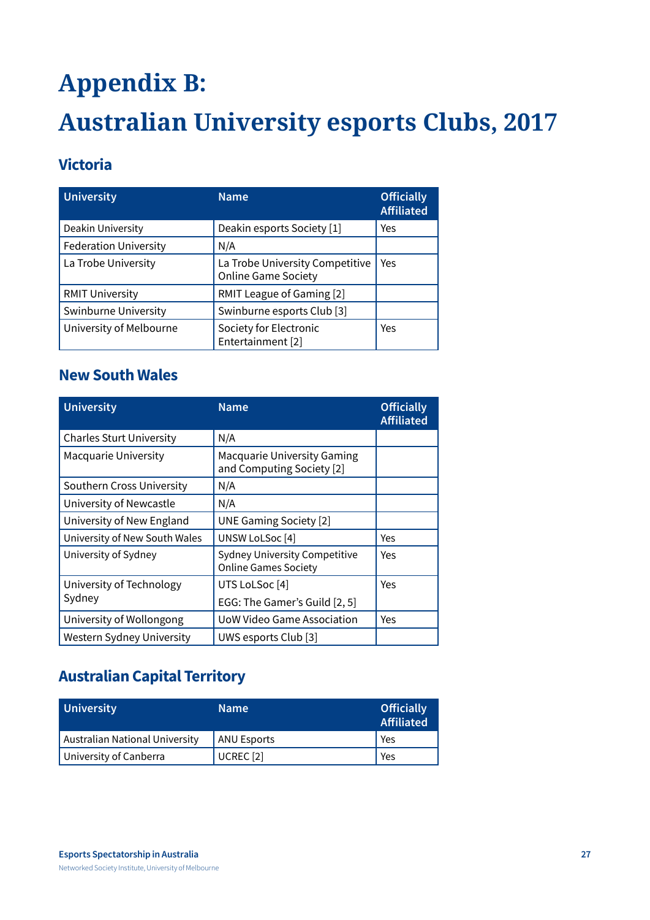# Appendix B:

# Australian University esports Clubs, 2017

## Victoria

| University | Name | Officially Affiliated |
|---|---|---|
| Deakin University | Deakin esports Society [1] | Yes |
| Federation University | N/A | |
| La Trobe University | La Trobe University Competitive Online Game Society | Yes |
| RMIT University | RMIT League of Gaming [2] | |
| Swinburne University | Swinburne esports Club [3] | |
| University of Melbourne | Society for Electronic Entertainment [2] | Yes |

## New South Wales

| University | Name | Officially Affiliated |
|---|---|---|
| Charles Sturt University | N/A | |
| Macquarie University | Macquarie University Gaming and Computing Society [2] | |
| Southern Cross University | N/A | |
| University of Newcastle | N/A | |
| University of New England | UNE Gaming Society [2] | |
| University of New South Wales | UNSW LoLSoc [4] | Yes |
| University of Sydney | Sydney University Competitive Online Games Society | Yes |
| University of Technology Sydney | UTS LoLSoc [4]<br>EGG: The Gamer's Guild [2, 5] | Yes |
| University of Wollongong | UoW Video Game Association | Yes |
| Western Sydney University | UWS esports Club [3] | |

## Australian Capital Territory

| University | Name | Officially Affiliated |
|---|---|---|
| Australian National University | ANU Esports | Yes |
| University of Canberra | UCREC [2] | Yes |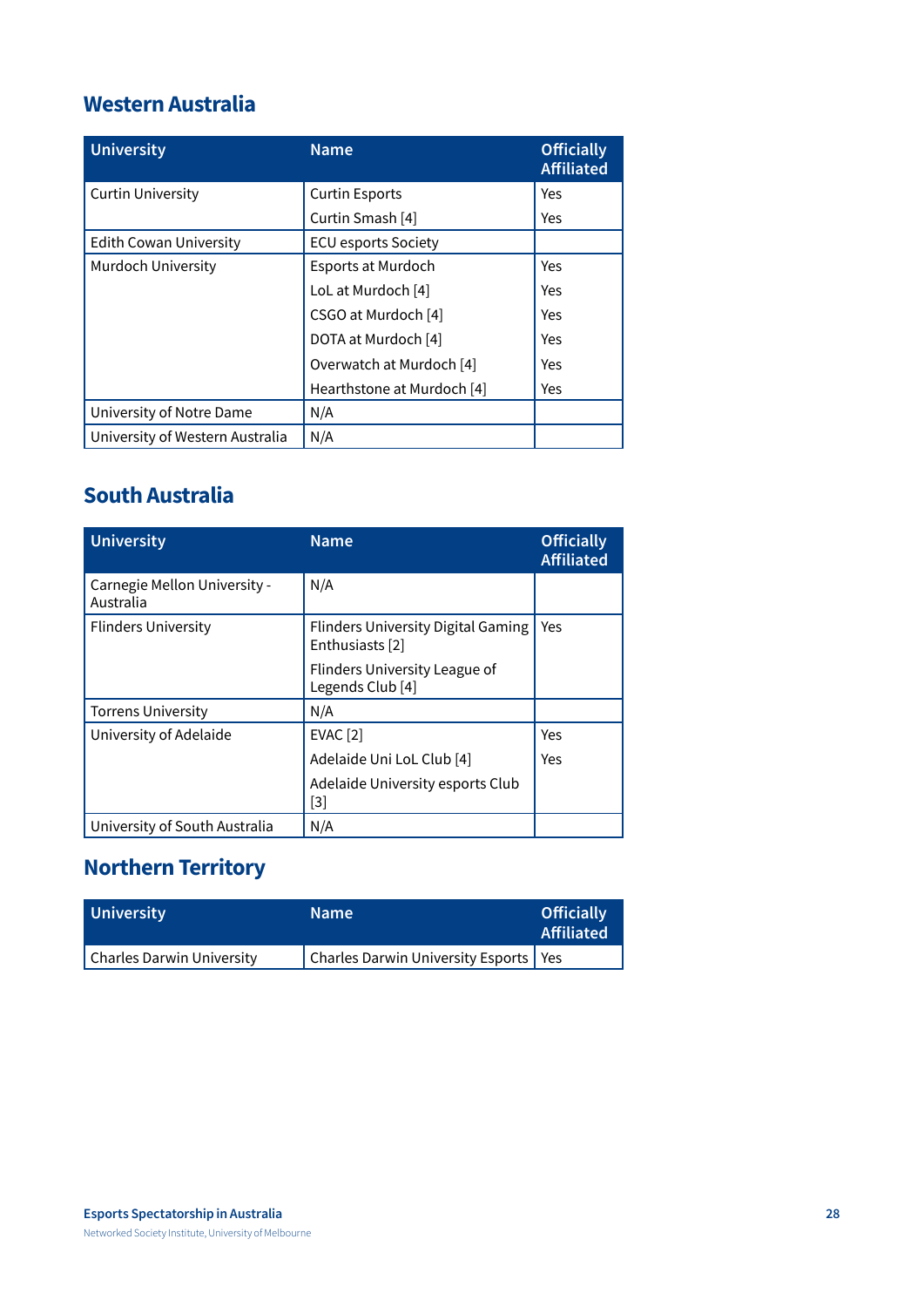## Western Australia

| University | Name | Officially Affiliated |
|---|---|---|
| Curtin University | Curtin Esports | Yes |
| | Curtin Smash [4] | Yes |
| Edith Cowan University | ECU esports Society | |
| Murdoch University | Esports at Murdoch | Yes |
| | LoL at Murdoch [4] | Yes |
| | CSGO at Murdoch [4] | Yes |
| | DOTA at Murdoch [4] | Yes |
| | Overwatch at Murdoch [4] | Yes |
| | Hearthstone at Murdoch [4] | Yes |
| University of Notre Dame | N/A | |
| University of Western Australia | N/A | |

## South Australia

| University | Name | Officially Affiliated |
|---|---|---|
| Carnegie Mellon University - Australia | N/A | |
| Flinders University | Flinders University Digital Gaming Enthusiasts [2] | Yes |
| | Flinders University League of Legends Club [4] | |
| Torrens University | N/A | |
| University of Adelaide | EVAC [2] | Yes |
| | Adelaide Uni LoL Club [4] | Yes |
| | Adelaide University esports Club [3] | |
| University of South Australia | N/A | |

## Northern Territory

| University | Name | Officially Affiliated |
|---|---|---|
| Charles Darwin University | Charles Darwin University Esports | Yes |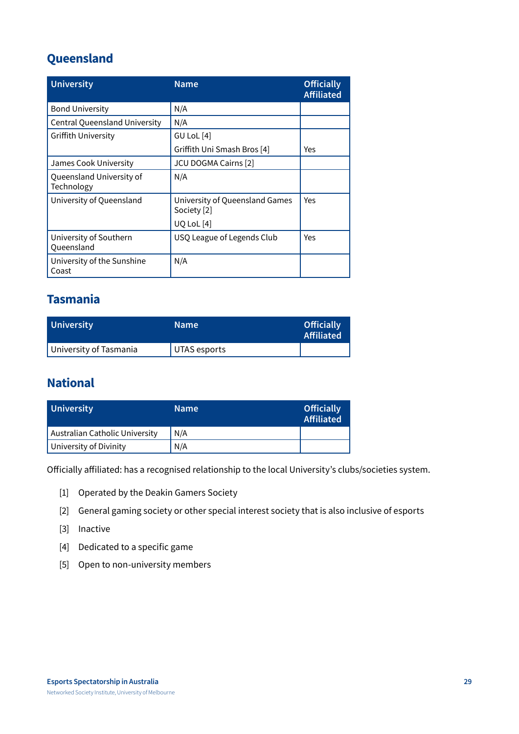## Queensland

| University | Name | Officially Affiliated |
|---|---|---|
| Bond University | N/A | |
| Central Queensland University | N/A | |
| Griffith University | GU LoL [4] | |
| | Griffith Uni Smash Bros [4] | Yes |
| James Cook University | JCU DOGMA Cairns [2] | |
| Queensland University of Technology | N/A | |
| University of Queensland | University of Queensland Games Society [2] | Yes |
| | UQ LoL [4] | |
| University of Southern Queensland | USQ League of Legends Club | Yes |
| University of the Sunshine Coast | N/A | |

## Tasmania

| University | Name | Officially Affiliated |
|---|---|---|
| University of Tasmania | UTAS esports | |

## National

| University | Name | Officially Affiliated |
|---|---|---|
| Australian Catholic University | N/A | |
| University of Divinity | N/A | |

Officially affiliated: has a recognised relationship to the local University's clubs/societies system.

[1] Operated by the Deakin Gamers Society

[2] General gaming society or other special interest society that is also inclusive of esports

[3] Inactive

[4] Dedicated to a specific game

[5] Open to non-university members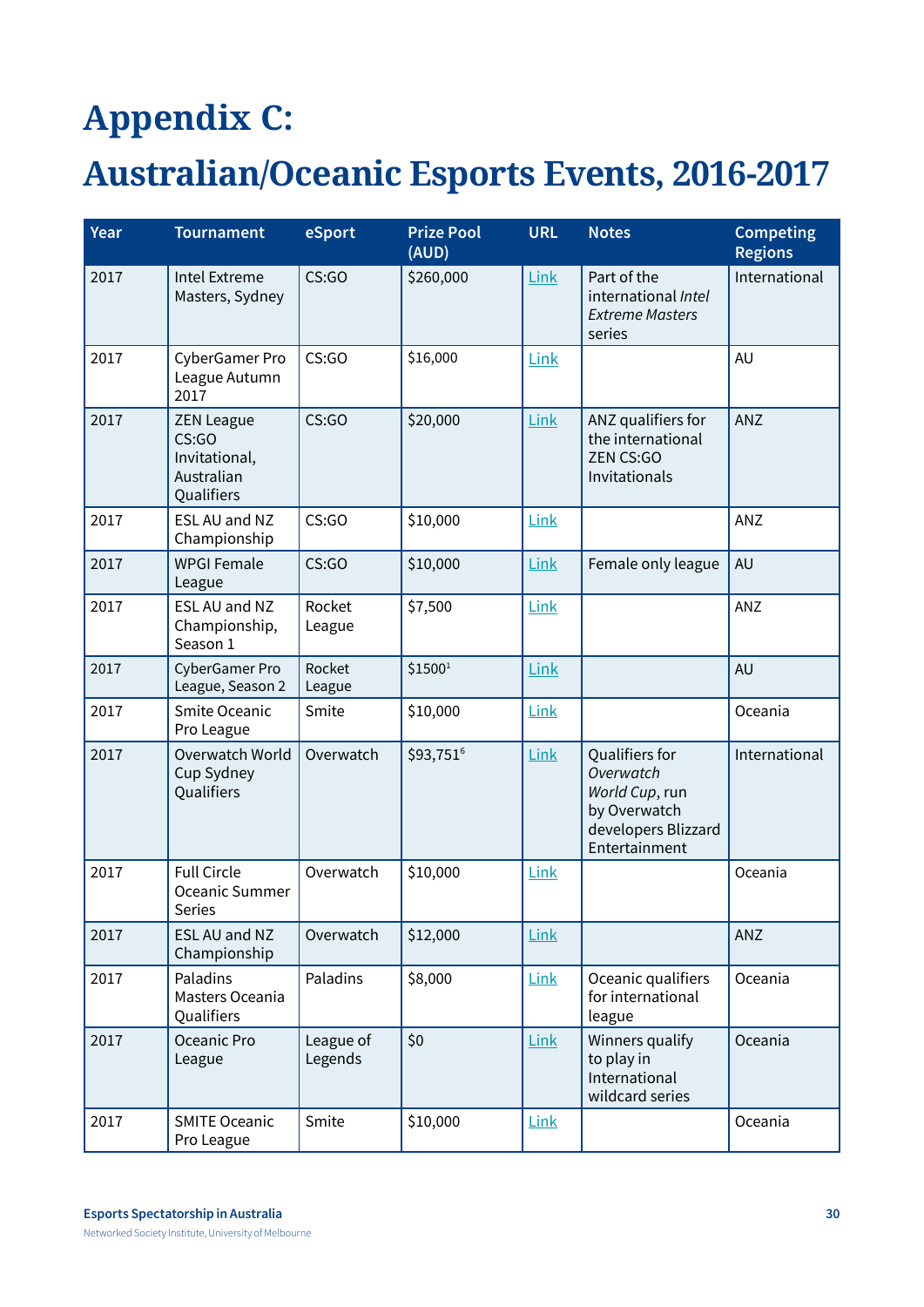# Appendix C:

# Australian/Oceanic Esports Events, 2016-2017

| Year | Tournament | eSport | Prize Pool (AUD) | URL | Notes | Competing Regions |
|---|---|---|---|---|---|---|
| 2017 | Intel Extreme Masters, Sydney | CS:GO | $260,000 | Link | Part of the international *Intel Extreme Masters* series | International |
| 2017 | CyberGamer Pro League Autumn 2017 | CS:GO | $16,000 | Link | | AU |
| 2017 | ZEN League CS:GO Invitational, Australian Qualifiers | CS:GO | $20,000 | Link | ANZ qualifiers for the international ZEN CS:GO Invitationals | ANZ |
| 2017 | ESL AU and NZ Championship | CS:GO | $10,000 | Link | | ANZ |
| 2017 | WPGI Female League | CS:GO | $10,000 | Link | Female only league | AU |
| 2017 | ESL AU and NZ Championship, Season 1 | Rocket League | $7,500 | Link | | ANZ |
| 2017 | CyberGamer Pro League, Season 2 | Rocket League | $1500[1] | Link | | AU |
| 2017 | Smite Oceanic Pro League | Smite | $10,000 | Link | | Oceania |
| 2017 | Overwatch World Cup Sydney Qualifiers | Overwatch | $93,751[6] | Link | Qualifiers for *Overwatch World Cup*, run by Overwatch developers Blizzard Entertainment | International |
| 2017 | Full Circle Oceanic Summer Series | Overwatch | $10,000 | Link | | Oceania |
| 2017 | ESL AU and NZ Championship | Overwatch | $12,000 | Link | | ANZ |
| 2017 | Paladins Masters Oceania Qualifiers | Paladins | $8,000 | Link | Oceanic qualifiers for international league | Oceania |
| 2017 | Oceanic Pro League | League of Legends | $0 | Link | Winners qualify to play in International wildcard series | Oceania |
| 2017 | SMITE Oceanic Pro League | Smite | $10,000 | Link | | Oceania |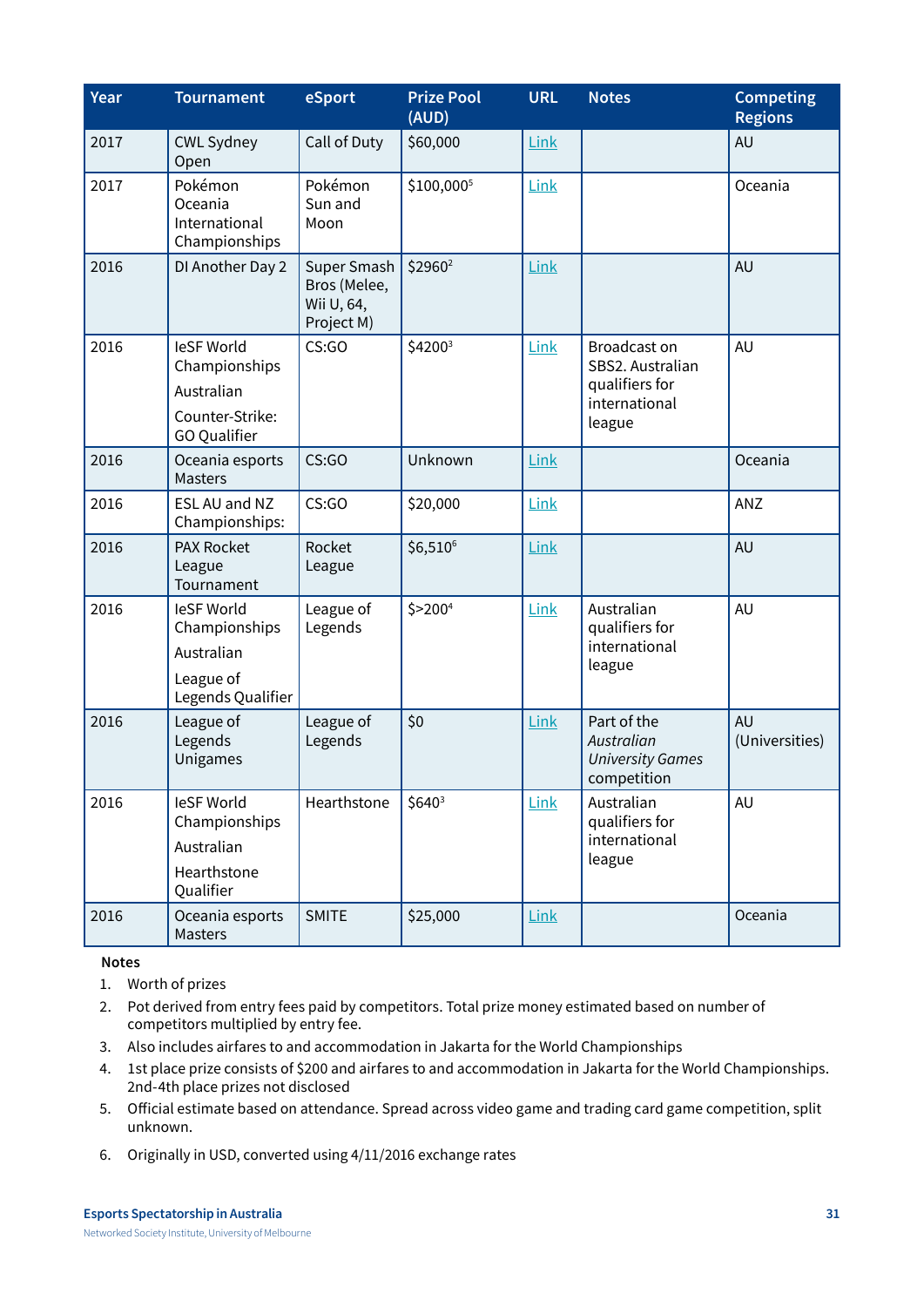| Year | Tournament | eSport | Prize Pool (AUD) | URL | Notes | Competing Regions |
|---|---|---|---|---|---|---|
| 2017 | CWL Sydney Open | Call of Duty | $60,000 | Link | | AU |
| 2017 | Pokémon Oceania International Championships | Pokémon Sun and Moon | $100,000[5] | Link | | Oceania |
| 2016 | DI Another Day 2 | Super Smash Bros (Melee, Wii U, 64, Project M) | $2960[2] | Link | | AU |
| 2016 | IeSF World Championships Australian Counter-Strike: GO Qualifier | CS:GO | $4200[3] | Link | Broadcast on SBS2. Australian qualifiers for international league | AU |
| 2016 | Oceania esports Masters | CS:GO | Unknown | Link | | Oceania |
| 2016 | ESL AU and NZ Championships: | CS:GO | $20,000 | Link | | ANZ |
| 2016 | PAX Rocket League Tournament | Rocket League | $6,510[6] | Link | | AU |
| 2016 | IeSF World Championships Australian League of Legends Qualifier | League of Legends | $>200[4] | Link | Australian qualifiers for international league | AU |
| 2016 | League of Legends Unigames | League of Legends | $0 | Link | Part of the *Australian University Games* competition | AU (Universities) |
| 2016 | IeSF World Championships Australian Hearthstone Qualifier | Hearthstone | $640[3] | Link | Australian qualifiers for international league | AU |
| 2016 | Oceania esports Masters | SMITE | $25,000 | Link | | Oceania |

**Notes**

1. Worth of prizes
2. Pot derived from entry fees paid by competitors. Total prize money estimated based on number of competitors multiplied by entry fee.
3. Also includes airfares to and accommodation in Jakarta for the World Championships
4. 1st place prize consists of $200 and airfares to and accommodation in Jakarta for the World Championships. 2nd-4th place prizes not disclosed
5. Official estimate based on attendance. Spread across video game and trading card game competition, split unknown.
6. Originally in USD, converted using 4/11/2016 exchange rates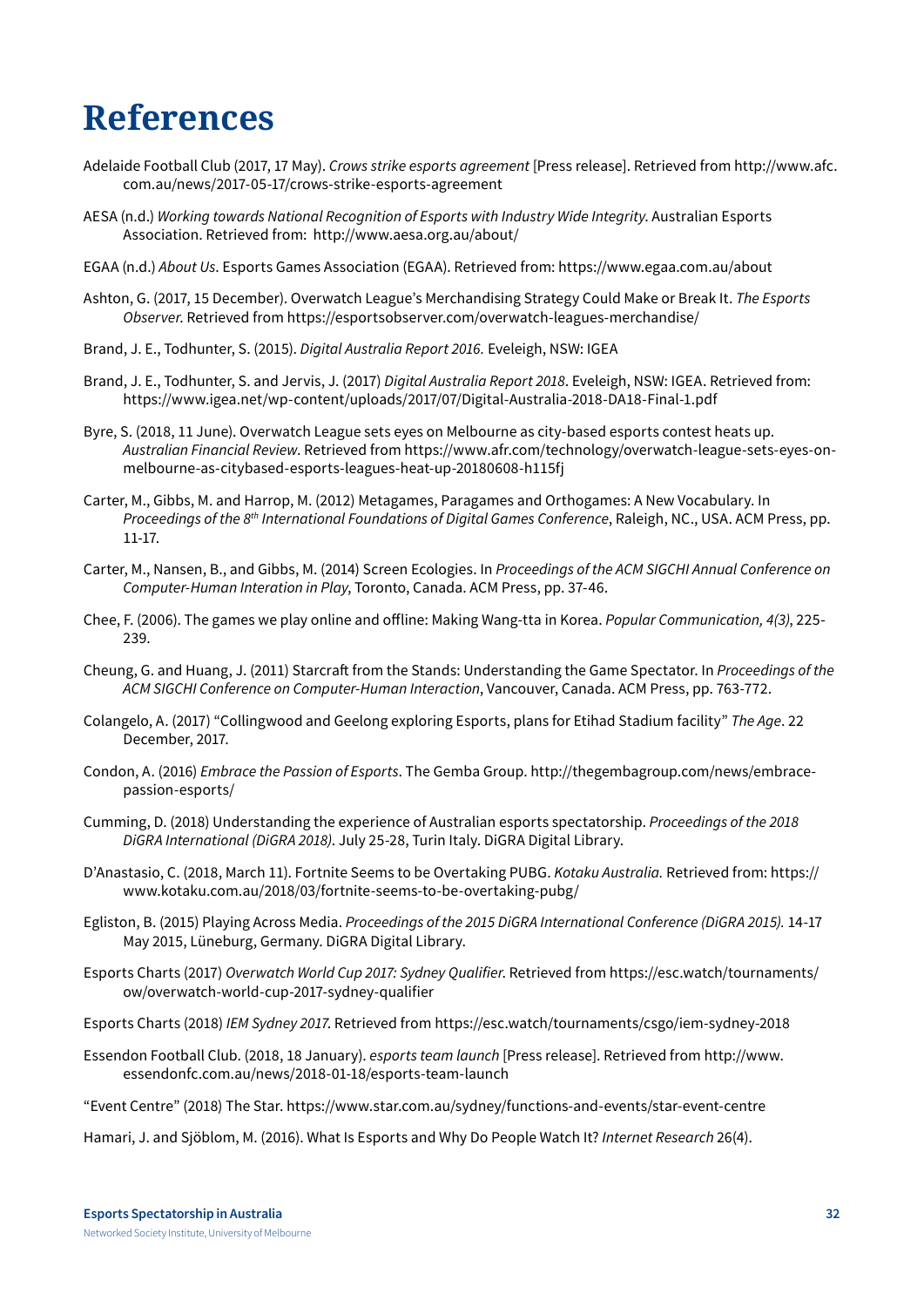# References

Adelaide Football Club (2017, 17 May). *Crows strike esports agreement* [Press release]. Retrieved from http://www.afc.com.au/news/2017-05-17/crows-strike-esports-agreement

AESA (n.d.) *Working towards National Recognition of Esports with Industry Wide Integrity*. Australian Esports Association. Retrieved from: http://www.aesa.org.au/about/

EGAA (n.d.) *About Us*. Esports Games Association (EGAA). Retrieved from: https://www.egaa.com.au/about

Ashton, G. (2017, 15 December). Overwatch League's Merchandising Strategy Could Make or Break It. *The Esports Observer*. Retrieved from https://esportsobserver.com/overwatch-leagues-merchandise/

Brand, J. E., Todhunter, S. (2015). *Digital Australia Report 2016.* Eveleigh, NSW: IGEA

Brand, J. E., Todhunter, S. and Jervis, J. (2017) *Digital Australia Report 2018*. Eveleigh, NSW: IGEA. Retrieved from: https://www.igea.net/wp-content/uploads/2017/07/Digital-Australia-2018-DA18-Final-1.pdf

Byre, S. (2018, 11 June). Overwatch League sets eyes on Melbourne as city-based esports contest heats up. *Australian Financial Review*. Retrieved from https://www.afr.com/technology/overwatch-league-sets-eyes-on-melbourne-as-citybased-esports-leagues-heat-up-20180608-h115fj

Carter, M., Gibbs, M. and Harrop, M. (2012) Metagames, Paragames and Orthogames: A New Vocabulary. In *Proceedings of the 8th International Foundations of Digital Games Conference*, Raleigh, NC., USA. ACM Press, pp. 11-17.

Carter, M., Nansen, B., and Gibbs, M. (2014) Screen Ecologies. In *Proceedings of the ACM SIGCHI Annual Conference on Computer-Human Interation in Play*, Toronto, Canada. ACM Press, pp. 37-46.

Chee, F. (2006). The games we play online and offline: Making Wang-tta in Korea. *Popular Communication, 4(3)*, 225-239.

Cheung, G. and Huang, J. (2011) Starcraft from the Stands: Understanding the Game Spectator. In *Proceedings of the ACM SIGCHI Conference on Computer-Human Interaction*, Vancouver, Canada. ACM Press, pp. 763-772.

Colangelo, A. (2017) "Collingwood and Geelong exploring Esports, plans for Etihad Stadium facility" *The Age*. 22 December, 2017.

Condon, A. (2016) *Embrace the Passion of Esports*. The Gemba Group. http://thegembagroup.com/news/embrace-passion-esports/

Cumming, D. (2018) Understanding the experience of Australian esports spectatorship. *Proceedings of the 2018 DiGRA International (DiGRA 2018)*. July 25-28, Turin Italy. DiGRA Digital Library.

D'Anastasio, C. (2018, March 11). Fortnite Seems to be Overtaking PUBG. *Kotaku Australia.* Retrieved from: https://www.kotaku.com.au/2018/03/fortnite-seems-to-be-overtaking-pubg/

Egliston, B. (2015) Playing Across Media. *Proceedings of the 2015 DiGRA International Conference (DiGRA 2015).* 14-17 May 2015, Lüneburg, Germany. DiGRA Digital Library.

Esports Charts (2017) *Overwatch World Cup 2017: Sydney Qualifier.* Retrieved from https://esc.watch/tournaments/ow/overwatch-world-cup-2017-sydney-qualifier

Esports Charts (2018) *IEM Sydney 2017.* Retrieved from https://esc.watch/tournaments/csgo/iem-sydney-2018

Essendon Football Club. (2018, 18 January). *esports team launch* [Press release]. Retrieved from http://www.essendonfc.com.au/news/2018-01-18/esports-team-launch

"Event Centre" (2018) The Star. https://www.star.com.au/sydney/functions-and-events/star-event-centre

Hamari, J. and Sjöblom, M. (2016). What Is Esports and Why Do People Watch It? *Internet Research* 26(4).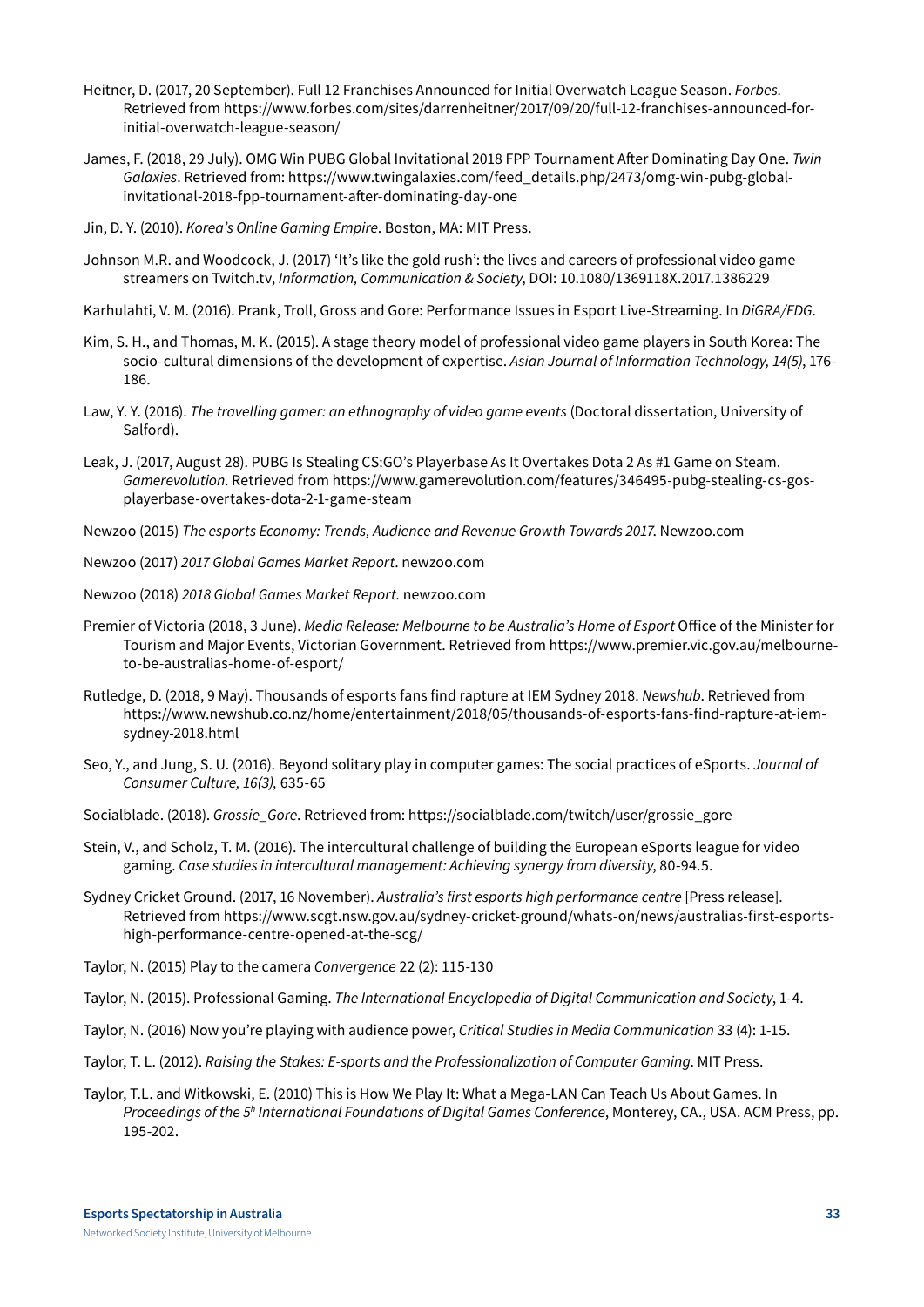Heitner, D. (2017, 20 September). Full 12 Franchises Announced for Initial Overwatch League Season. *Forbes.* Retrieved from https://www.forbes.com/sites/darrenheitner/2017/09/20/full-12-franchises-announced-for-initial-overwatch-league-season/

James, F. (2018, 29 July). OMG Win PUBG Global Invitational 2018 FPP Tournament After Dominating Day One. *Twin Galaxies*. Retrieved from: https://www.twingalaxies.com/feed_details.php/2473/omg-win-pubg-global-invitational-2018-fpp-tournament-after-dominating-day-one

Jin, D. Y. (2010). *Korea's Online Gaming Empire*. Boston, MA: MIT Press.

Johnson M.R. and Woodcock, J. (2017) 'It's like the gold rush': the lives and careers of professional video game streamers on Twitch.tv, *Information, Communication & Society*, DOI: 10.1080/1369118X.2017.1386229

Karhulahti, V. M. (2016). Prank, Troll, Gross and Gore: Performance Issues in Esport Live-Streaming. In *DiGRA/FDG*.

Kim, S. H., and Thomas, M. K. (2015). A stage theory model of professional video game players in South Korea: The socio-cultural dimensions of the development of expertise. *Asian Journal of Information Technology, 14(5)*, 176-186.

Law, Y. Y. (2016). *The travelling gamer: an ethnography of video game events* (Doctoral dissertation, University of Salford).

Leak, J. (2017, August 28). PUBG Is Stealing CS:GO's Playerbase As It Overtakes Dota 2 As #1 Game on Steam. *Gamerevolution*. Retrieved from https://www.gamerevolution.com/features/346495-pubg-stealing-cs-gos-playerbase-overtakes-dota-2-1-game-steam

Newzoo (2015) *The esports Economy: Trends, Audience and Revenue Growth Towards 2017.* Newzoo.com

Newzoo (2017) *2017 Global Games Market Report*. newzoo.com

Newzoo (2018) *2018 Global Games Market Report.* newzoo.com

Premier of Victoria (2018, 3 June). *Media Release: Melbourne to be Australia's Home of Esport* Office of the Minister for Tourism and Major Events, Victorian Government. Retrieved from https://www.premier.vic.gov.au/melbourne-to-be-australias-home-of-esport/

Rutledge, D. (2018, 9 May). Thousands of esports fans find rapture at IEM Sydney 2018. *Newshub*. Retrieved from https://www.newshub.co.nz/home/entertainment/2018/05/thousands-of-esports-fans-find-rapture-at-iem-sydney-2018.html

Seo, Y., and Jung, S. U. (2016). Beyond solitary play in computer games: The social practices of eSports. *Journal of Consumer Culture, 16(3),* 635-65

Socialblade. (2018). *Grossie_Gore*. Retrieved from: https://socialblade.com/twitch/user/grossie_gore

Stein, V., and Scholz, T. M. (2016). The intercultural challenge of building the European eSports league for video gaming. *Case studies in intercultural management: Achieving synergy from diversity*, 80-94.5.

Sydney Cricket Ground. (2017, 16 November). *Australia's first esports high performance centre* [Press release]. Retrieved from https://www.scgt.nsw.gov.au/sydney-cricket-ground/whats-on/news/australias-first-esports-high-performance-centre-opened-at-the-scg/

Taylor, N. (2015) Play to the camera *Convergence* 22 (2): 115-130

Taylor, N. (2015). Professional Gaming. *The International Encyclopedia of Digital Communication and Society*, 1-4.

Taylor, N. (2016) Now you're playing with audience power, *Critical Studies in Media Communication* 33 (4): 1-15.

Taylor, T. L. (2012). *Raising the Stakes: E-sports and the Professionalization of Computer Gaming*. MIT Press.

Taylor, T.L. and Witkowski, E. (2010) This is How We Play It: What a Mega-LAN Can Teach Us About Games. In *Proceedings of the 5h International Foundations of Digital Games Conference*, Monterey, CA., USA. ACM Press, pp. 195-202.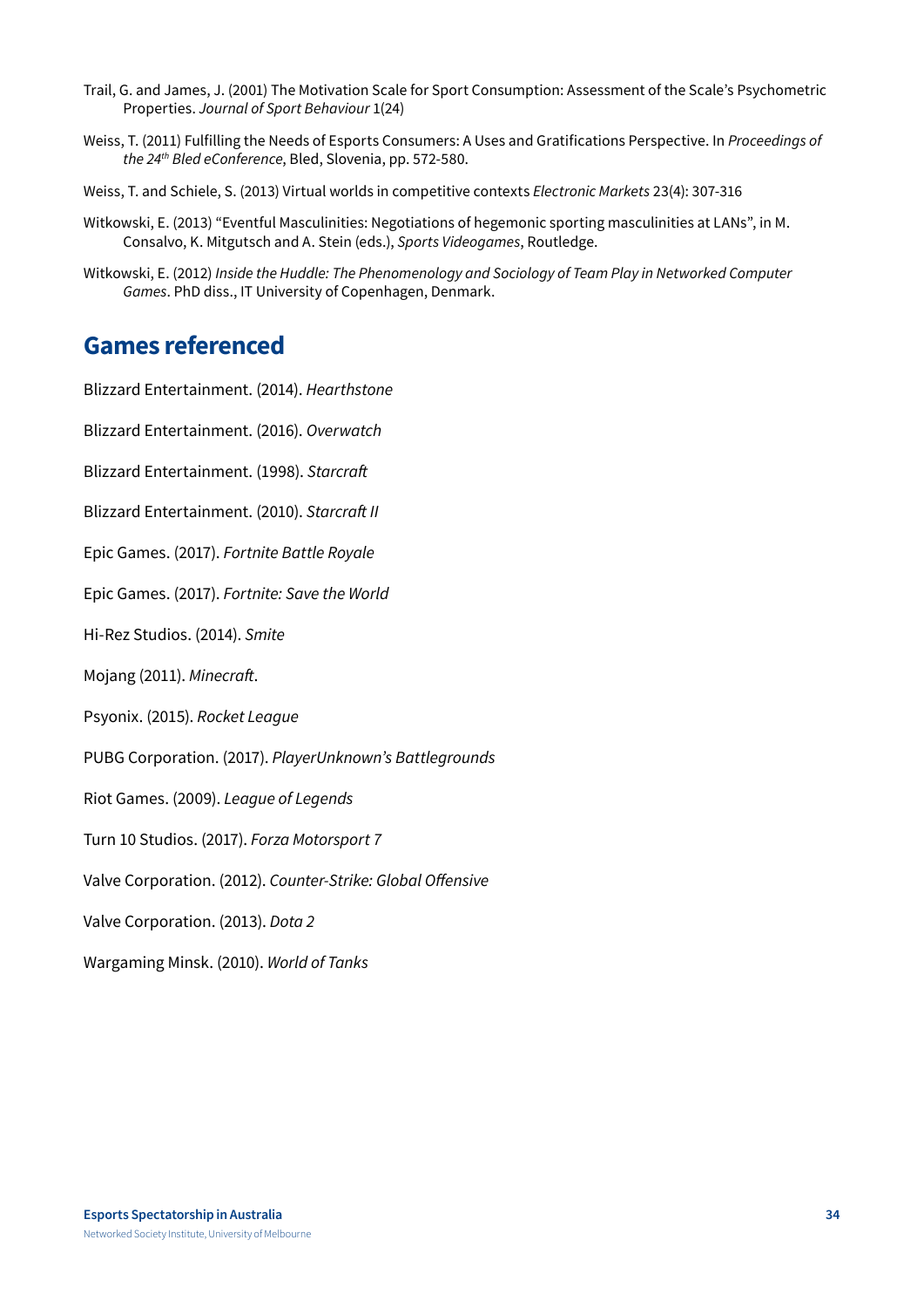Trail, G. and James, J. (2001) The Motivation Scale for Sport Consumption: Assessment of the Scale's Psychometric Properties. *Journal of Sport Behaviour* 1(24)

Weiss, T. (2011) Fulfilling the Needs of Esports Consumers: A Uses and Gratifications Perspective. In *Proceedings of the 24th Bled eConference*, Bled, Slovenia, pp. 572-580.

Weiss, T. and Schiele, S. (2013) Virtual worlds in competitive contexts *Electronic Markets* 23(4): 307-316

Witkowski, E. (2013) "Eventful Masculinities: Negotiations of hegemonic sporting masculinities at LANs", in M. Consalvo, K. Mitgutsch and A. Stein (eds.), *Sports Videogames*, Routledge.

Witkowski, E. (2012) *Inside the Huddle: The Phenomenology and Sociology of Team Play in Networked Computer Games*. PhD diss., IT University of Copenhagen, Denmark.

## Games referenced

Blizzard Entertainment. (2014). *Hearthstone*

Blizzard Entertainment. (2016). *Overwatch*

Blizzard Entertainment. (1998). *Starcraft*

Blizzard Entertainment. (2010). *Starcraft II*

Epic Games. (2017). *Fortnite Battle Royale*

Epic Games. (2017). *Fortnite: Save the World*

Hi-Rez Studios. (2014). *Smite*

Mojang (2011). *Minecraft*.

Psyonix. (2015). *Rocket League*

PUBG Corporation. (2017). *PlayerUnknown's Battlegrounds*

Riot Games. (2009). *League of Legends*

Turn 10 Studios. (2017). *Forza Motorsport 7*

Valve Corporation. (2012). *Counter-Strike: Global Offensive*

Valve Corporation. (2013). *Dota 2*

Wargaming Minsk. (2010). *World of Tanks*